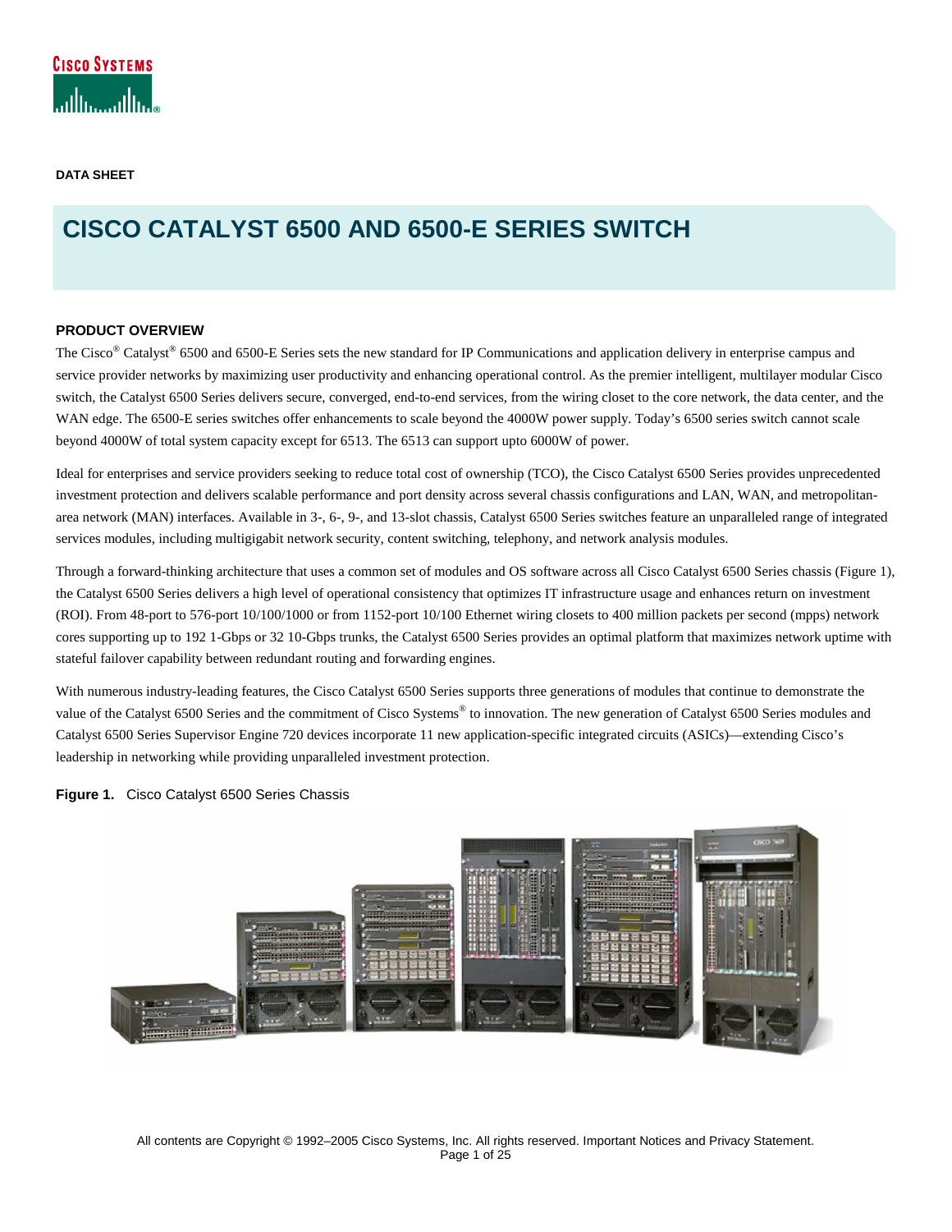DATA SHEET

# CISCO CATALYST 6500 AND 6500-E SERIES SWITCH

## PRODUCT OVERVIEW

The Cisco® Catalyst® 6500 and 6500-E Series sets the new standard for IP Communications and application delivery in enterprise campus and service provider networks by maximizing user productivity and enhancing operational control. As the premier intelligent, multilayer modular Cisco switch, the Catalyst 6500 Series delivers secure, converged, end-to-end services, from the wiring closet to the core network, the data center, and the WAN edge. The 6500-E series switches offer enhancements to scale beyond the 4000W power supply. Today's 6500 series switch cannot scale beyond 4000W of total system capacity except for 6513. The 6513 can support upto 6000W of power.

Ideal for enterprises and service providers seeking to reduce total cost of ownership (TCO), the Cisco Catalyst 6500 Series provides unprecedented investment protection and delivers scalable performance and port density across several chassis configurations and LAN, WAN, and metropolitan-area network (MAN) interfaces. Available in 3-, 6-, 9-, and 13-slot chassis, Catalyst 6500 Series switches feature an unparalleled range of integrated services modules, including multigigabit network security, content switching, telephony, and network analysis modules.

Through a forward-thinking architecture that uses a common set of modules and OS software across all Cisco Catalyst 6500 Series chassis (Figure 1), the Catalyst 6500 Series delivers a high level of operational consistency that optimizes IT infrastructure usage and enhances return on investment (ROI). From 48-port to 576-port 10/100/1000 or from 1152-port 10/100 Ethernet wiring closets to 400 million packets per second (mpps) network cores supporting up to 192 1-Gbps or 32 10-Gbps trunks, the Catalyst 6500 Series provides an optimal platform that maximizes network uptime with stateful failover capability between redundant routing and forwarding engines.

With numerous industry-leading features, the Cisco Catalyst 6500 Series supports three generations of modules that continue to demonstrate the value of the Catalyst 6500 Series and the commitment of Cisco Systems® to innovation. The new generation of Catalyst 6500 Series modules and Catalyst 6500 Series Supervisor Engine 720 devices incorporate 11 new application-specific integrated circuits (ASICs)—extending Cisco's leadership in networking while providing unparalleled investment protection.

**Figure 1.** Cisco Catalyst 6500 Series Chassis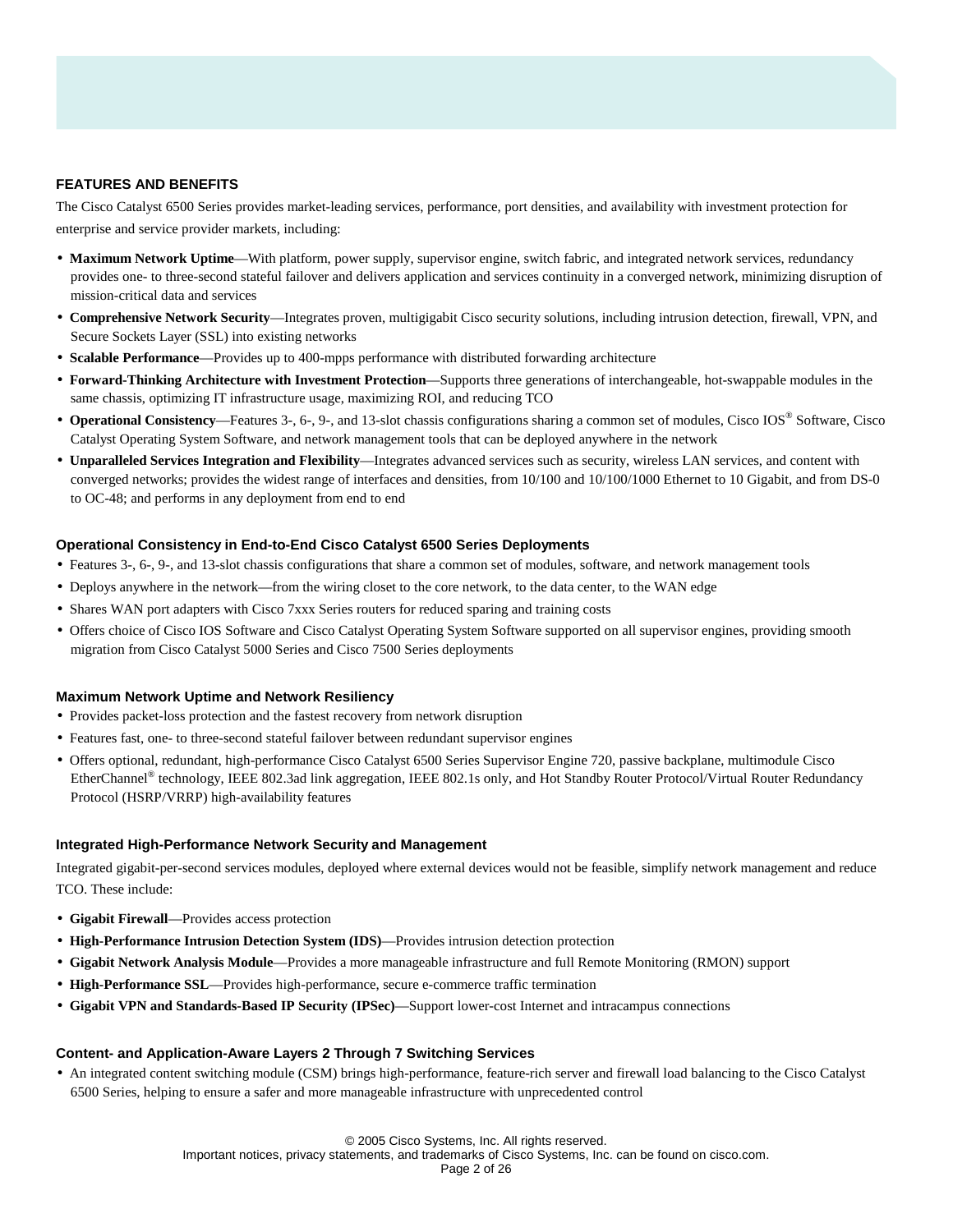## FEATURES AND BENEFITS

The Cisco Catalyst 6500 Series provides market-leading services, performance, port densities, and availability with investment protection for enterprise and service provider markets, including:

- **Maximum Network Uptime**—With platform, power supply, supervisor engine, switch fabric, and integrated network services, redundancy provides one- to three-second stateful failover and delivers application and services continuity in a converged network, minimizing disruption of mission-critical data and services
- **Comprehensive Network Security**—Integrates proven, multigigabit Cisco security solutions, including intrusion detection, firewall, VPN, and Secure Sockets Layer (SSL) into existing networks
- **Scalable Performance**—Provides up to 400-mpps performance with distributed forwarding architecture
- **Forward-Thinking Architecture with Investment Protection**—Supports three generations of interchangeable, hot-swappable modules in the same chassis, optimizing IT infrastructure usage, maximizing ROI, and reducing TCO
- **Operational Consistency**—Features 3-, 6-, 9-, and 13-slot chassis configurations sharing a common set of modules, Cisco IOS® Software, Cisco Catalyst Operating System Software, and network management tools that can be deployed anywhere in the network
- **Unparalleled Services Integration and Flexibility**—Integrates advanced services such as security, wireless LAN services, and content with converged networks; provides the widest range of interfaces and densities, from 10/100 and 10/100/1000 Ethernet to 10 Gigabit, and from DS-0 to OC-48; and performs in any deployment from end to end

### Operational Consistency in End-to-End Cisco Catalyst 6500 Series Deployments

- Features 3-, 6-, 9-, and 13-slot chassis configurations that share a common set of modules, software, and network management tools
- Deploys anywhere in the network—from the wiring closet to the core network, to the data center, to the WAN edge
- Shares WAN port adapters with Cisco 7xxx Series routers for reduced sparing and training costs
- Offers choice of Cisco IOS Software and Cisco Catalyst Operating System Software supported on all supervisor engines, providing smooth migration from Cisco Catalyst 5000 Series and Cisco 7500 Series deployments

### Maximum Network Uptime and Network Resiliency

- Provides packet-loss protection and the fastest recovery from network disruption
- Features fast, one- to three-second stateful failover between redundant supervisor engines
- Offers optional, redundant, high-performance Cisco Catalyst 6500 Series Supervisor Engine 720, passive backplane, multimodule Cisco EtherChannel® technology, IEEE 802.3ad link aggregation, IEEE 802.1s only, and Hot Standby Router Protocol/Virtual Router Redundancy Protocol (HSRP/VRRP) high-availability features

### Integrated High-Performance Network Security and Management

Integrated gigabit-per-second services modules, deployed where external devices would not be feasible, simplify network management and reduce TCO. These include:

- **Gigabit Firewall**—Provides access protection
- **High-Performance Intrusion Detection System (IDS)**—Provides intrusion detection protection
- **Gigabit Network Analysis Module**—Provides a more manageable infrastructure and full Remote Monitoring (RMON) support
- **High-Performance SSL**—Provides high-performance, secure e-commerce traffic termination
- **Gigabit VPN and Standards-Based IP Security (IPSec)**—Support lower-cost Internet and intracampus connections

### Content- and Application-Aware Layers 2 Through 7 Switching Services

- An integrated content switching module (CSM) brings high-performance, feature-rich server and firewall load balancing to the Cisco Catalyst 6500 Series, helping to ensure a safer and more manageable infrastructure with unprecedented control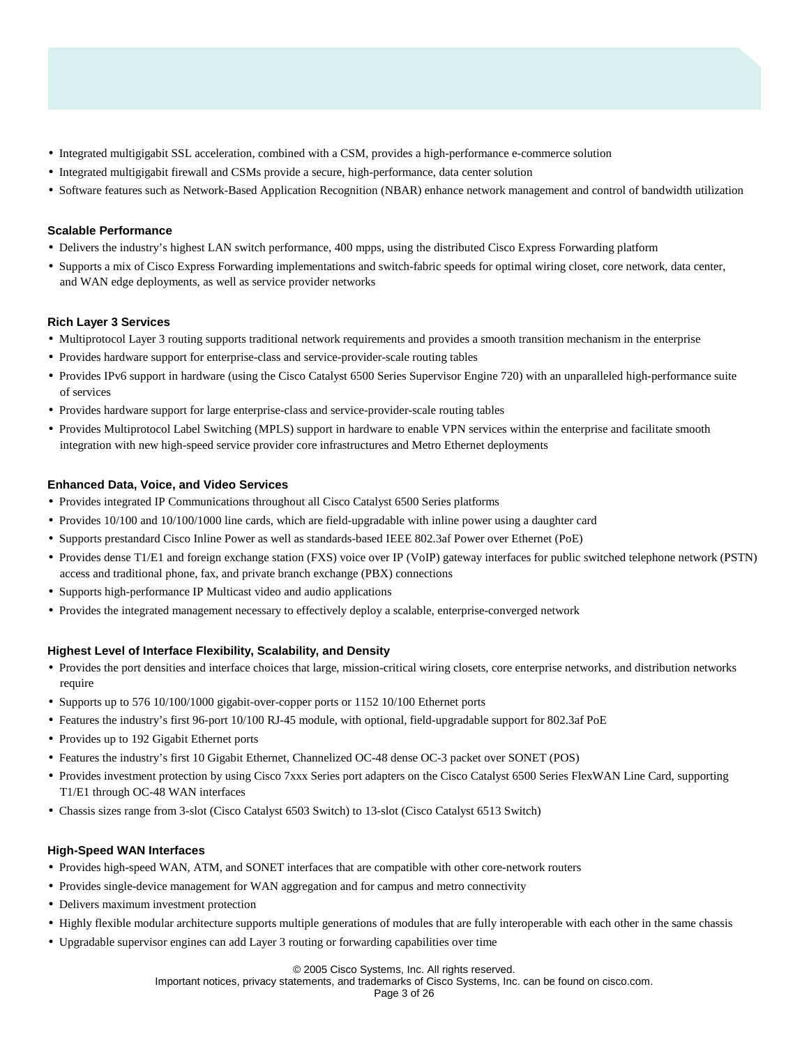- Integrated multigigabit SSL acceleration, combined with a CSM, provides a high-performance e-commerce solution
- Integrated multigigabit firewall and CSMs provide a secure, high-performance, data center solution
- Software features such as Network-Based Application Recognition (NBAR) enhance network management and control of bandwidth utilization

### Scalable Performance

- Delivers the industry's highest LAN switch performance, 400 mpps, using the distributed Cisco Express Forwarding platform
- Supports a mix of Cisco Express Forwarding implementations and switch-fabric speeds for optimal wiring closet, core network, data center, and WAN edge deployments, as well as service provider networks

### Rich Layer 3 Services

- Multiprotocol Layer 3 routing supports traditional network requirements and provides a smooth transition mechanism in the enterprise
- Provides hardware support for enterprise-class and service-provider-scale routing tables
- Provides IPv6 support in hardware (using the Cisco Catalyst 6500 Series Supervisor Engine 720) with an unparalleled high-performance suite of services
- Provides hardware support for large enterprise-class and service-provider-scale routing tables
- Provides Multiprotocol Label Switching (MPLS) support in hardware to enable VPN services within the enterprise and facilitate smooth integration with new high-speed service provider core infrastructures and Metro Ethernet deployments

### Enhanced Data, Voice, and Video Services

- Provides integrated IP Communications throughout all Cisco Catalyst 6500 Series platforms
- Provides 10/100 and 10/100/1000 line cards, which are field-upgradable with inline power using a daughter card
- Supports prestandard Cisco Inline Power as well as standards-based IEEE 802.3af Power over Ethernet (PoE)
- Provides dense T1/E1 and foreign exchange station (FXS) voice over IP (VoIP) gateway interfaces for public switched telephone network (PSTN) access and traditional phone, fax, and private branch exchange (PBX) connections
- Supports high-performance IP Multicast video and audio applications
- Provides the integrated management necessary to effectively deploy a scalable, enterprise-converged network

### Highest Level of Interface Flexibility, Scalability, and Density

- Provides the port densities and interface choices that large, mission-critical wiring closets, core enterprise networks, and distribution networks require
- Supports up to 576 10/100/1000 gigabit-over-copper ports or 1152 10/100 Ethernet ports
- Features the industry's first 96-port 10/100 RJ-45 module, with optional, field-upgradable support for 802.3af PoE
- Provides up to 192 Gigabit Ethernet ports
- Features the industry's first 10 Gigabit Ethernet, Channelized OC-48 dense OC-3 packet over SONET (POS)
- Provides investment protection by using Cisco 7xxx Series port adapters on the Cisco Catalyst 6500 Series FlexWAN Line Card, supporting T1/E1 through OC-48 WAN interfaces
- Chassis sizes range from 3-slot (Cisco Catalyst 6503 Switch) to 13-slot (Cisco Catalyst 6513 Switch)

### High-Speed WAN Interfaces

- Provides high-speed WAN, ATM, and SONET interfaces that are compatible with other core-network routers
- Provides single-device management for WAN aggregation and for campus and metro connectivity
- Delivers maximum investment protection
- Highly flexible modular architecture supports multiple generations of modules that are fully interoperable with each other in the same chassis
- Upgradable supervisor engines can add Layer 3 routing or forwarding capabilities over time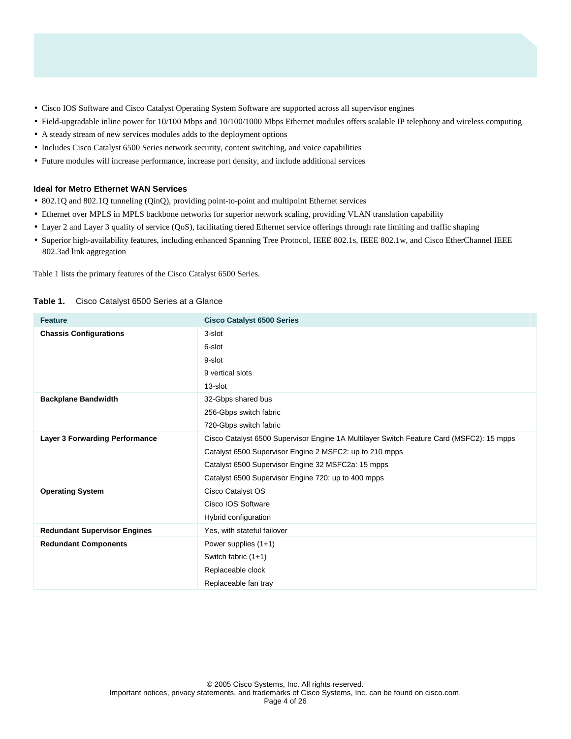- Cisco IOS Software and Cisco Catalyst Operating System Software are supported across all supervisor engines
- Field-upgradable inline power for 10/100 Mbps and 10/100/1000 Mbps Ethernet modules offers scalable IP telephony and wireless computing
- A steady stream of new services modules adds to the deployment options
- Includes Cisco Catalyst 6500 Series network security, content switching, and voice capabilities
- Future modules will increase performance, increase port density, and include additional services

#### Ideal for Metro Ethernet WAN Services

- 802.1Q and 802.1Q tunneling (QinQ), providing point-to-point and multipoint Ethernet services
- Ethernet over MPLS in MPLS backbone networks for superior network scaling, providing VLAN translation capability
- Layer 2 and Layer 3 quality of service (QoS), facilitating tiered Ethernet service offerings through rate limiting and traffic shaping
- Superior high-availability features, including enhanced Spanning Tree Protocol, IEEE 802.1s, IEEE 802.1w, and Cisco EtherChannel IEEE 802.3ad link aggregation

Table 1 lists the primary features of the Cisco Catalyst 6500 Series.

**Table 1.** Cisco Catalyst 6500 Series at a Glance

| Feature | Cisco Catalyst 6500 Series |
|---|---|
| **Chassis Configurations** | 3-slot<br>6-slot<br>9-slot<br>9 vertical slots<br>13-slot |
| **Backplane Bandwidth** | 32-Gbps shared bus<br>256-Gbps switch fabric<br>720-Gbps switch fabric |
| **Layer 3 Forwarding Performance** | Cisco Catalyst 6500 Supervisor Engine 1A Multilayer Switch Feature Card (MSFC2): 15 mpps<br>Catalyst 6500 Supervisor Engine 2 MSFC2: up to 210 mpps<br>Catalyst 6500 Supervisor Engine 32 MSFC2a: 15 mpps<br>Catalyst 6500 Supervisor Engine 720: up to 400 mpps |
| **Operating System** | Cisco Catalyst OS<br>Cisco IOS Software<br>Hybrid configuration |
| **Redundant Supervisor Engines** | Yes, with stateful failover |
| **Redundant Components** | Power supplies (1+1)<br>Switch fabric (1+1)<br>Replaceable clock<br>Replaceable fan tray |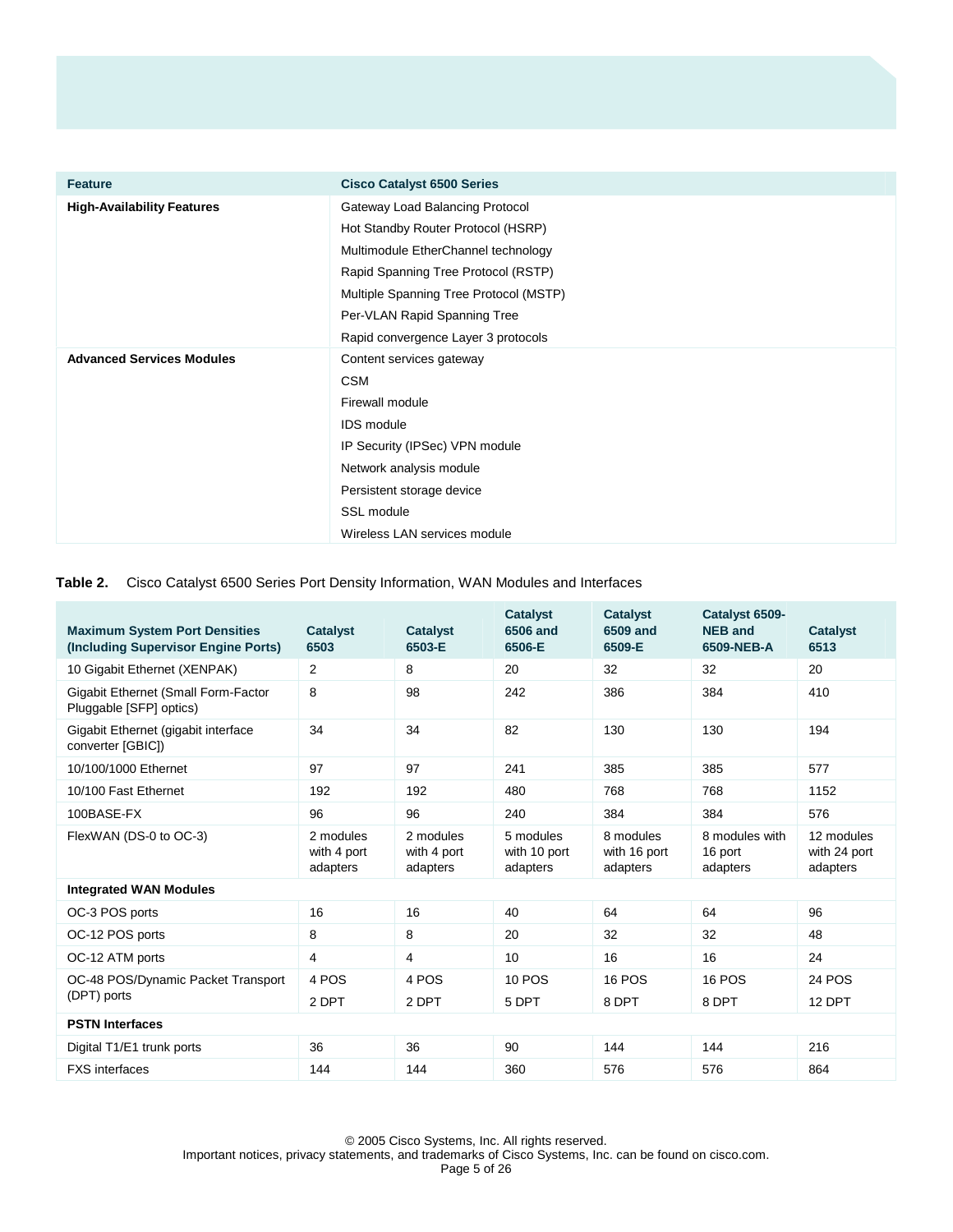| Feature | Cisco Catalyst 6500 Series |
|---|---|
| **High-Availability Features** | Gateway Load Balancing Protocol<br>Hot Standby Router Protocol (HSRP)<br>Multimodule EtherChannel technology<br>Rapid Spanning Tree Protocol (RSTP)<br>Multiple Spanning Tree Protocol (MSTP)<br>Per-VLAN Rapid Spanning Tree<br>Rapid convergence Layer 3 protocols |
| **Advanced Services Modules** | Content services gateway<br>CSM<br>Firewall module<br>IDS module<br>IP Security (IPSec) VPN module<br>Network analysis module<br>Persistent storage device<br>SSL module<br>Wireless LAN services module |

**Table 2.** Cisco Catalyst 6500 Series Port Density Information, WAN Modules and Interfaces

| Maximum System Port Densities (Including Supervisor Engine Ports) | Catalyst 6503 | Catalyst 6503-E | Catalyst 6506 and 6506-E | Catalyst 6509 and 6509-E | Catalyst 6509-NEB and 6509-NEB-A | Catalyst 6513 |
|---|---|---|---|---|---|---|
| 10 Gigabit Ethernet (XENPAK) | 2 | 8 | 20 | 32 | 32 | 20 |
| Gigabit Ethernet (Small Form-Factor Pluggable [SFP] optics) | 8 | 98 | 242 | 386 | 384 | 410 |
| Gigabit Ethernet (gigabit interface converter [GBIC]) | 34 | 34 | 82 | 130 | 130 | 194 |
| 10/100/1000 Ethernet | 97 | 97 | 241 | 385 | 385 | 577 |
| 10/100 Fast Ethernet | 192 | 192 | 480 | 768 | 768 | 1152 |
| 100BASE-FX | 96 | 96 | 240 | 384 | 384 | 576 |
| FlexWAN (DS-0 to OC-3) | 2 modules with 4 port adapters | 2 modules with 4 port adapters | 5 modules with 10 port adapters | 8 modules with 16 port adapters | 8 modules with 16 port adapters | 12 modules with 24 port adapters |
| **Integrated WAN Modules** | | | | | | |
| OC-3 POS ports | 16 | 16 | 40 | 64 | 64 | 96 |
| OC-12 POS ports | 8 | 8 | 20 | 32 | 32 | 48 |
| OC-12 ATM ports | 4 | 4 | 10 | 16 | 16 | 24 |
| OC-48 POS/Dynamic Packet Transport (DPT) ports | 4 POS<br>2 DPT | 4 POS<br>2 DPT | 10 POS<br>5 DPT | 16 POS<br>8 DPT | 16 POS<br>8 DPT | 24 POS<br>12 DPT |
| **PSTN Interfaces** | | | | | | |
| Digital T1/E1 trunk ports | 36 | 36 | 90 | 144 | 144 | 216 |
| FXS interfaces | 144 | 144 | 360 | 576 | 576 | 864 |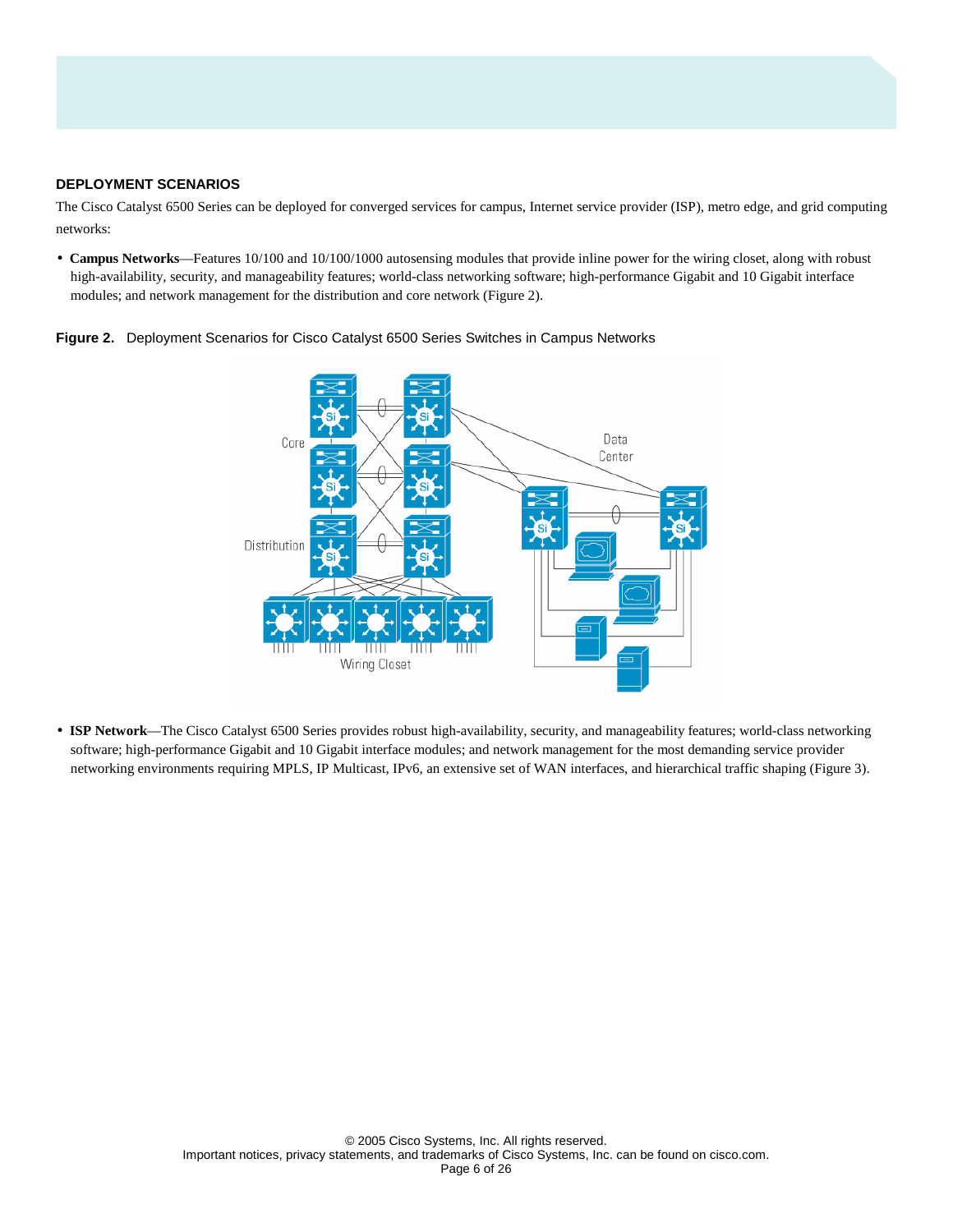## DEPLOYMENT SCENARIOS

The Cisco Catalyst 6500 Series can be deployed for converged services for campus, Internet service provider (ISP), metro edge, and grid computing networks:

- **Campus Networks**—Features 10/100 and 10/100/1000 autosensing modules that provide inline power for the wiring closet, along with robust high-availability, security, and manageability features; world-class networking software; high-performance Gigabit and 10 Gigabit interface modules; and network management for the distribution and core network (Figure 2).

**Figure 2.** Deployment Scenarios for Cisco Catalyst 6500 Series Switches in Campus Networks

- **ISP Network**—The Cisco Catalyst 6500 Series provides robust high-availability, security, and manageability features; world-class networking software; high-performance Gigabit and 10 Gigabit interface modules; and network management for the most demanding service provider networking environments requiring MPLS, IP Multicast, IPv6, an extensive set of WAN interfaces, and hierarchical traffic shaping (Figure 3).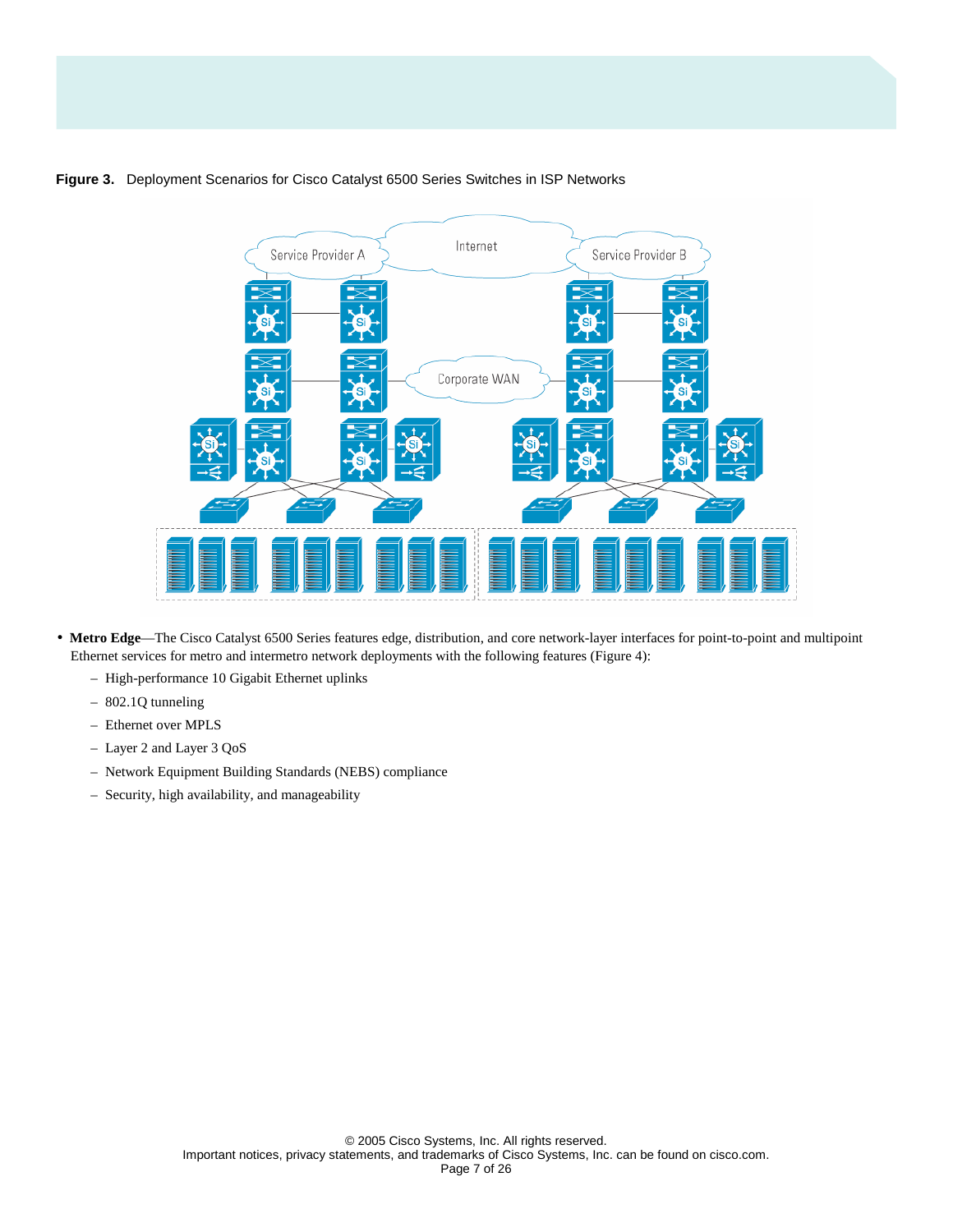**Figure 3.** Deployment Scenarios for Cisco Catalyst 6500 Series Switches in ISP Networks

- **Metro Edge**—The Cisco Catalyst 6500 Series features edge, distribution, and core network-layer interfaces for point-to-point and multipoint Ethernet services for metro and intermetro network deployments with the following features (Figure 4):
  - High-performance 10 Gigabit Ethernet uplinks
  - 802.1Q tunneling
  - Ethernet over MPLS
  - Layer 2 and Layer 3 QoS
  - Network Equipment Building Standards (NEBS) compliance
  - Security, high availability, and manageability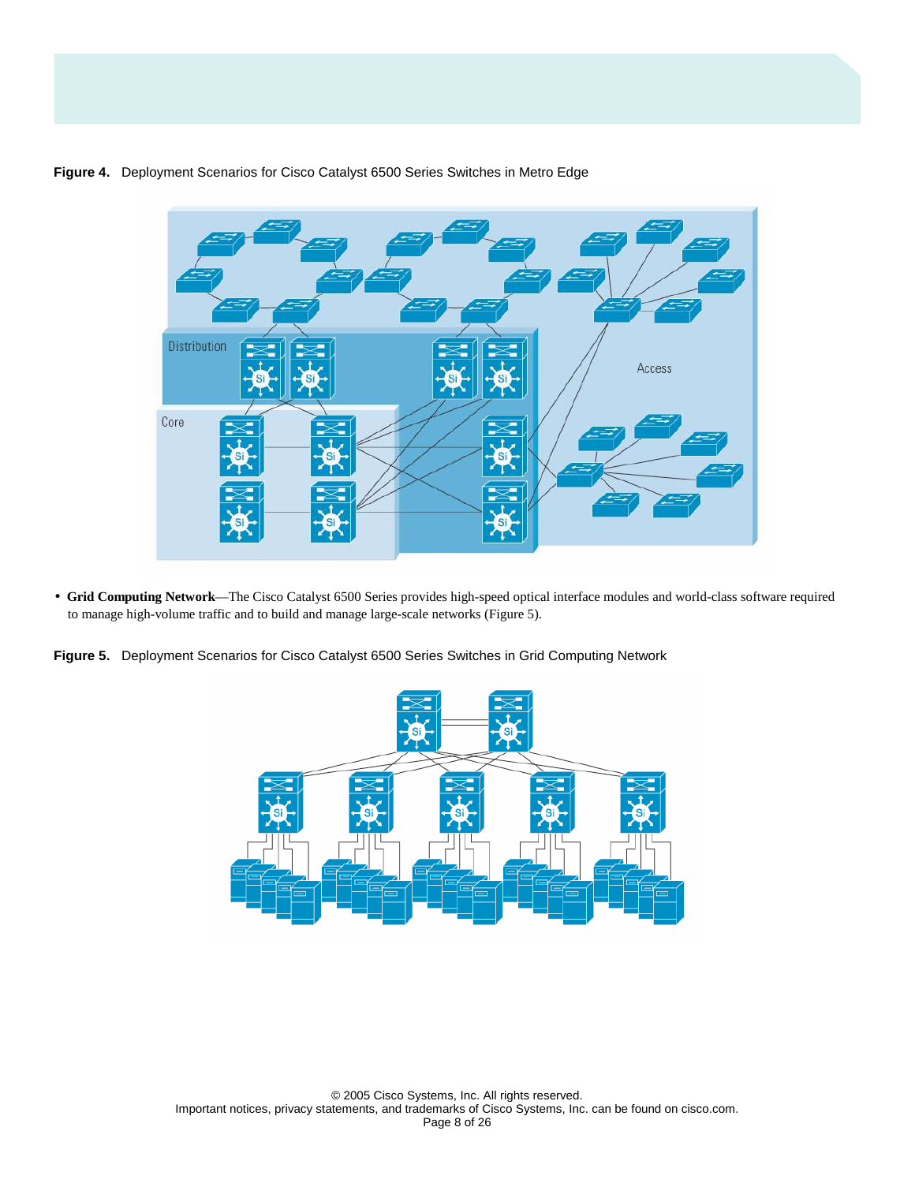**Figure 4.** Deployment Scenarios for Cisco Catalyst 6500 Series Switches in Metro Edge

- **Grid Computing Network**—The Cisco Catalyst 6500 Series provides high-speed optical interface modules and world-class software required to manage high-volume traffic and to build and manage large-scale networks (Figure 5).

**Figure 5.** Deployment Scenarios for Cisco Catalyst 6500 Series Switches in Grid Computing Network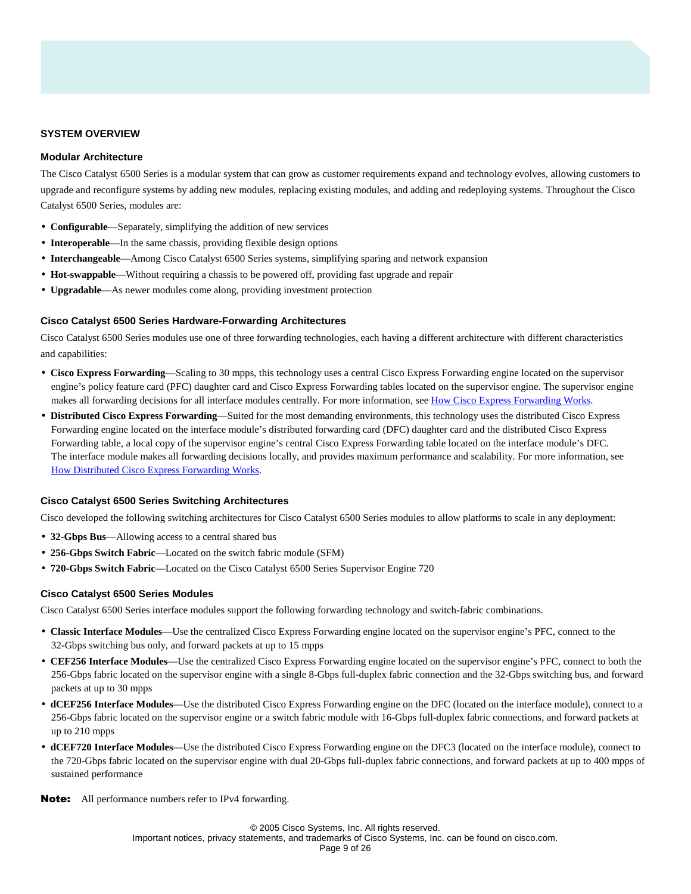## SYSTEM OVERVIEW

### Modular Architecture

The Cisco Catalyst 6500 Series is a modular system that can grow as customer requirements expand and technology evolves, allowing customers to upgrade and reconfigure systems by adding new modules, replacing existing modules, and adding and redeploying systems. Throughout the Cisco Catalyst 6500 Series, modules are:

- **Configurable**—Separately, simplifying the addition of new services
- **Interoperable**—In the same chassis, providing flexible design options
- **Interchangeable**—Among Cisco Catalyst 6500 Series systems, simplifying sparing and network expansion
- **Hot-swappable**—Without requiring a chassis to be powered off, providing fast upgrade and repair
- **Upgradable**—As newer modules come along, providing investment protection

### Cisco Catalyst 6500 Series Hardware-Forwarding Architectures

Cisco Catalyst 6500 Series modules use one of three forwarding technologies, each having a different architecture with different characteristics and capabilities:

- **Cisco Express Forwarding**—Scaling to 30 mpps, this technology uses a central Cisco Express Forwarding engine located on the supervisor engine's policy feature card (PFC) daughter card and Cisco Express Forwarding tables located on the supervisor engine. The supervisor engine makes all forwarding decisions for all interface modules centrally. For more information, see How Cisco Express Forwarding Works.
- **Distributed Cisco Express Forwarding**—Suited for the most demanding environments, this technology uses the distributed Cisco Express Forwarding engine located on the interface module's distributed forwarding card (DFC) daughter card and the distributed Cisco Express Forwarding table, a local copy of the supervisor engine's central Cisco Express Forwarding table located on the interface module's DFC. The interface module makes all forwarding decisions locally, and provides maximum performance and scalability. For more information, see How Distributed Cisco Express Forwarding Works.

### Cisco Catalyst 6500 Series Switching Architectures

Cisco developed the following switching architectures for Cisco Catalyst 6500 Series modules to allow platforms to scale in any deployment:

- **32-Gbps Bus**—Allowing access to a central shared bus
- **256-Gbps Switch Fabric**—Located on the switch fabric module (SFM)
- **720-Gbps Switch Fabric**—Located on the Cisco Catalyst 6500 Series Supervisor Engine 720

### Cisco Catalyst 6500 Series Modules

Cisco Catalyst 6500 Series interface modules support the following forwarding technology and switch-fabric combinations.

- **Classic Interface Modules**—Use the centralized Cisco Express Forwarding engine located on the supervisor engine's PFC, connect to the 32-Gbps switching bus only, and forward packets at up to 15 mpps
- **CEF256 Interface Modules**—Use the centralized Cisco Express Forwarding engine located on the supervisor engine's PFC, connect to both the 256-Gbps fabric located on the supervisor engine with a single 8-Gbps full-duplex fabric connection and the 32-Gbps switching bus, and forward packets at up to 30 mpps
- **dCEF256 Interface Modules**—Use the distributed Cisco Express Forwarding engine on the DFC (located on the interface module), connect to a 256-Gbps fabric located on the supervisor engine or a switch fabric module with 16-Gbps full-duplex fabric connections, and forward packets at up to 210 mpps
- **dCEF720 Interface Modules**—Use the distributed Cisco Express Forwarding engine on the DFC3 (located on the interface module), connect to the 720-Gbps fabric located on the supervisor engine with dual 20-Gbps full-duplex fabric connections, and forward packets at up to 400 mpps of sustained performance

**Note:** All performance numbers refer to IPv4 forwarding.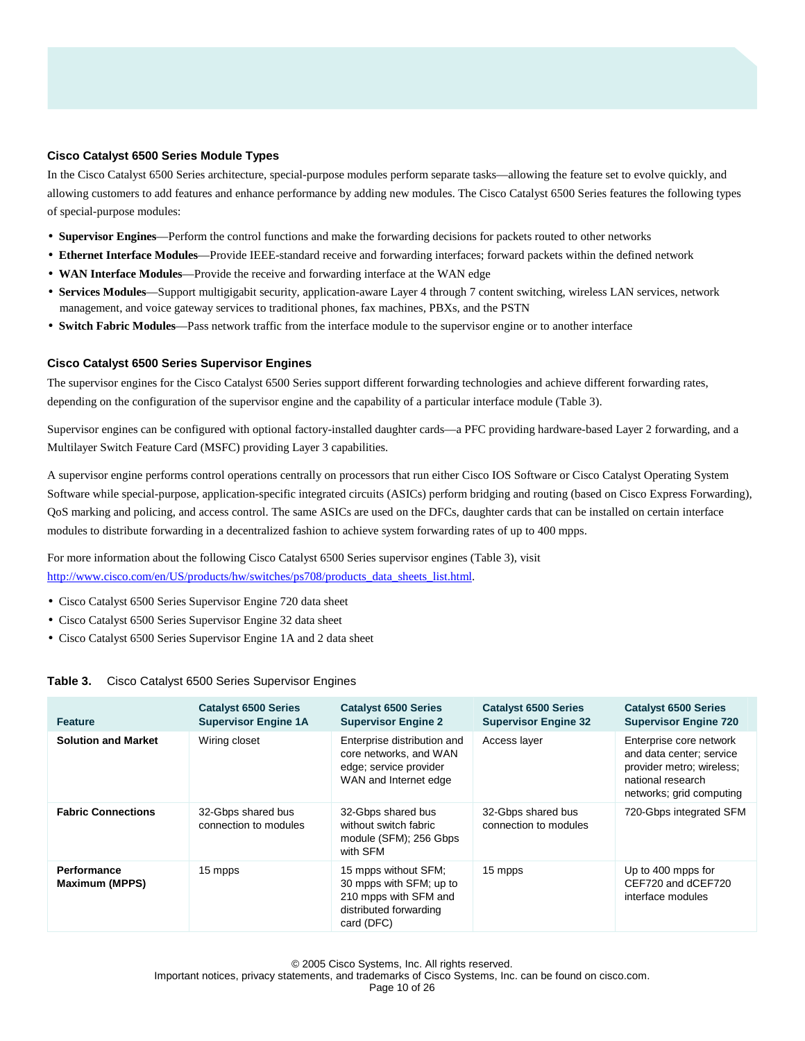### Cisco Catalyst 6500 Series Module Types

In the Cisco Catalyst 6500 Series architecture, special-purpose modules perform separate tasks—allowing the feature set to evolve quickly, and allowing customers to add features and enhance performance by adding new modules. The Cisco Catalyst 6500 Series features the following types of special-purpose modules:

- **Supervisor Engines**—Perform the control functions and make the forwarding decisions for packets routed to other networks
- **Ethernet Interface Modules**—Provide IEEE-standard receive and forwarding interfaces; forward packets within the defined network
- **WAN Interface Modules**—Provide the receive and forwarding interface at the WAN edge
- **Services Modules**—Support multigigabit security, application-aware Layer 4 through 7 content switching, wireless LAN services, network management, and voice gateway services to traditional phones, fax machines, PBXs, and the PSTN
- **Switch Fabric Modules**—Pass network traffic from the interface module to the supervisor engine or to another interface

### Cisco Catalyst 6500 Series Supervisor Engines

The supervisor engines for the Cisco Catalyst 6500 Series support different forwarding technologies and achieve different forwarding rates, depending on the configuration of the supervisor engine and the capability of a particular interface module (Table 3).

Supervisor engines can be configured with optional factory-installed daughter cards—a PFC providing hardware-based Layer 2 forwarding, and a Multilayer Switch Feature Card (MSFC) providing Layer 3 capabilities.

A supervisor engine performs control operations centrally on processors that run either Cisco IOS Software or Cisco Catalyst Operating System Software while special-purpose, application-specific integrated circuits (ASICs) perform bridging and routing (based on Cisco Express Forwarding), QoS marking and policing, and access control. The same ASICs are used on the DFCs, daughter cards that can be installed on certain interface modules to distribute forwarding in a decentralized fashion to achieve system forwarding rates of up to 400 mpps.

For more information about the following Cisco Catalyst 6500 Series supervisor engines (Table 3), visit http://www.cisco.com/en/US/products/hw/switches/ps708/products_data_sheets_list.html.

- Cisco Catalyst 6500 Series Supervisor Engine 720 data sheet
- Cisco Catalyst 6500 Series Supervisor Engine 32 data sheet
- Cisco Catalyst 6500 Series Supervisor Engine 1A and 2 data sheet

**Table 3.** Cisco Catalyst 6500 Series Supervisor Engines

| Feature | Catalyst 6500 Series Supervisor Engine 1A | Catalyst 6500 Series Supervisor Engine 2 | Catalyst 6500 Series Supervisor Engine 32 | Catalyst 6500 Series Supervisor Engine 720 |
|---|---|---|---|---|
| **Solution and Market** | Wiring closet | Enterprise distribution and core networks, and WAN edge; service provider WAN and Internet edge | Access layer | Enterprise core network and data center; service provider metro; wireless; national research networks; grid computing |
| **Fabric Connections** | 32-Gbps shared bus connection to modules | 32-Gbps shared bus without switch fabric module (SFM); 256 Gbps with SFM | 32-Gbps shared bus connection to modules | 720-Gbps integrated SFM |
| **Performance Maximum (MPPS)** | 15 mpps | 15 mpps without SFM; 30 mpps with SFM; up to 210 mpps with SFM and distributed forwarding card (DFC) | 15 mpps | Up to 400 mpps for CEF720 and dCEF720 interface modules |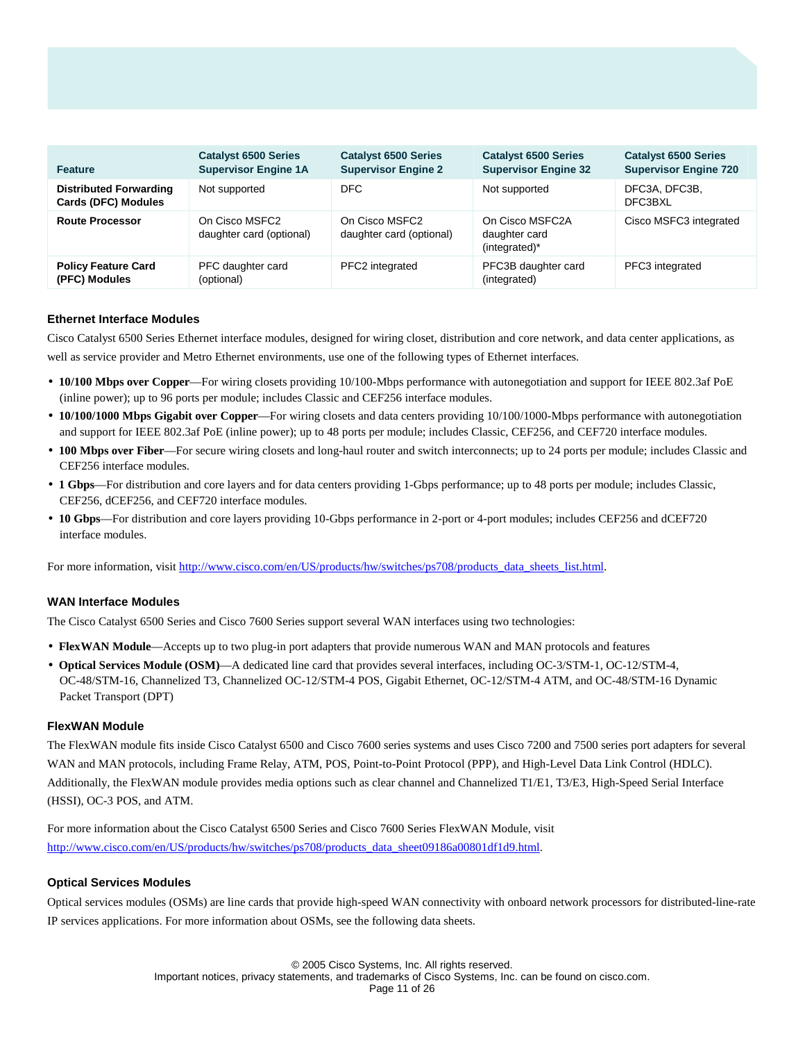| Feature | Catalyst 6500 Series Supervisor Engine 1A | Catalyst 6500 Series Supervisor Engine 2 | Catalyst 6500 Series Supervisor Engine 32 | Catalyst 6500 Series Supervisor Engine 720 |
|---|---|---|---|---|
| **Distributed Forwarding Cards (DFC) Modules** | Not supported | DFC | Not supported | DFC3A, DFC3B, DFC3BXL |
| **Route Processor** | On Cisco MSFC2 daughter card (optional) | On Cisco MSFC2 daughter card (optional) | On Cisco MSFC2A daughter card (integrated)* | Cisco MSFC3 integrated |
| **Policy Feature Card (PFC) Modules** | PFC daughter card (optional) | PFC2 integrated | PFC3B daughter card (integrated) | PFC3 integrated |

### Ethernet Interface Modules

Cisco Catalyst 6500 Series Ethernet interface modules, designed for wiring closet, distribution and core network, and data center applications, as well as service provider and Metro Ethernet environments, use one of the following types of Ethernet interfaces.

- **10/100 Mbps over Copper**—For wiring closets providing 10/100-Mbps performance with autonegotiation and support for IEEE 802.3af PoE (inline power); up to 96 ports per module; includes Classic and CEF256 interface modules.
- **10/100/1000 Mbps Gigabit over Copper**—For wiring closets and data centers providing 10/100/1000-Mbps performance with autonegotiation and support for IEEE 802.3af PoE (inline power); up to 48 ports per module; includes Classic, CEF256, and CEF720 interface modules.
- **100 Mbps over Fiber**—For secure wiring closets and long-haul router and switch interconnects; up to 24 ports per module; includes Classic and CEF256 interface modules.
- **1 Gbps**—For distribution and core layers and for data centers providing 1-Gbps performance; up to 48 ports per module; includes Classic, CEF256, dCEF256, and CEF720 interface modules.
- **10 Gbps**—For distribution and core layers providing 10-Gbps performance in 2-port or 4-port modules; includes CEF256 and dCEF720 interface modules.

For more information, visit http://www.cisco.com/en/US/products/hw/switches/ps708/products_data_sheets_list.html.

### WAN Interface Modules

The Cisco Catalyst 6500 Series and Cisco 7600 Series support several WAN interfaces using two technologies:

- **FlexWAN Module**—Accepts up to two plug-in port adapters that provide numerous WAN and MAN protocols and features
- **Optical Services Module (OSM)**—A dedicated line card that provides several interfaces, including OC-3/STM-1, OC-12/STM-4, OC-48/STM-16, Channelized T3, Channelized OC-12/STM-4 POS, Gigabit Ethernet, OC-12/STM-4 ATM, and OC-48/STM-16 Dynamic Packet Transport (DPT)

### FlexWAN Module

The FlexWAN module fits inside Cisco Catalyst 6500 and Cisco 7600 series systems and uses Cisco 7200 and 7500 series port adapters for several WAN and MAN protocols, including Frame Relay, ATM, POS, Point-to-Point Protocol (PPP), and High-Level Data Link Control (HDLC). Additionally, the FlexWAN module provides media options such as clear channel and Channelized T1/E1, T3/E3, High-Speed Serial Interface (HSSI), OC-3 POS, and ATM.

For more information about the Cisco Catalyst 6500 Series and Cisco 7600 Series FlexWAN Module, visit http://www.cisco.com/en/US/products/hw/switches/ps708/products_data_sheet09186a00801df1d9.html.

### Optical Services Modules

Optical services modules (OSMs) are line cards that provide high-speed WAN connectivity with onboard network processors for distributed-line-rate IP services applications. For more information about OSMs, see the following data sheets.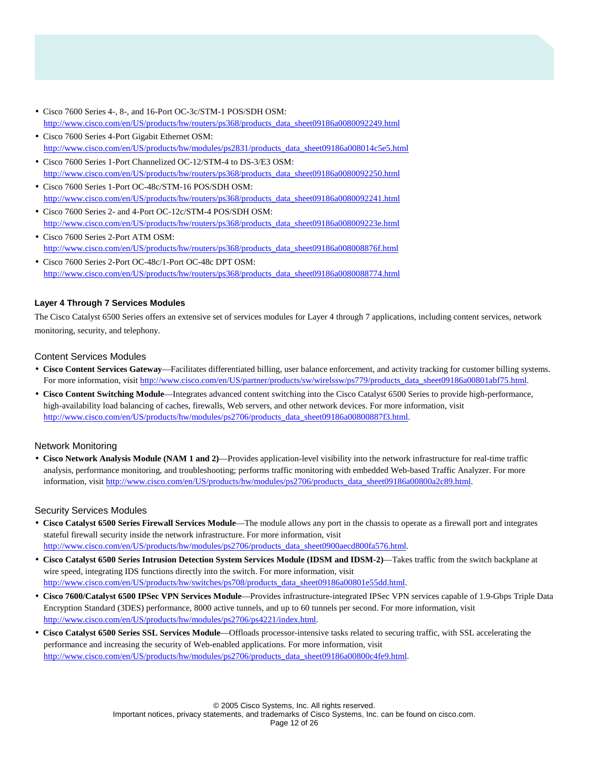- Cisco 7600 Series 4-, 8-, and 16-Port OC-3c/STM-1 POS/SDH OSM: http://www.cisco.com/en/US/products/hw/routers/ps368/products_data_sheet09186a0080092249.html
- Cisco 7600 Series 4-Port Gigabit Ethernet OSM: http://www.cisco.com/en/US/products/hw/modules/ps2831/products_data_sheet09186a008014c5e5.html
- Cisco 7600 Series 1-Port Channelized OC-12/STM-4 to DS-3/E3 OSM: http://www.cisco.com/en/US/products/hw/routers/ps368/products_data_sheet09186a0080092250.html
- Cisco 7600 Series 1-Port OC-48c/STM-16 POS/SDH OSM: http://www.cisco.com/en/US/products/hw/routers/ps368/products_data_sheet09186a0080092241.html
- Cisco 7600 Series 2- and 4-Port OC-12c/STM-4 POS/SDH OSM: http://www.cisco.com/en/US/products/hw/routers/ps368/products_data_sheet09186a008009223e.html
- Cisco 7600 Series 2-Port ATM OSM: http://www.cisco.com/en/US/products/hw/routers/ps368/products_data_sheet09186a008008876f.html
- Cisco 7600 Series 2-Port OC-48c/1-Port OC-48c DPT OSM: http://www.cisco.com/en/US/products/hw/routers/ps368/products_data_sheet09186a0080088774.html

### Layer 4 Through 7 Services Modules

The Cisco Catalyst 6500 Series offers an extensive set of services modules for Layer 4 through 7 applications, including content services, network monitoring, security, and telephony.

#### Content Services Modules

- **Cisco Content Services Gateway**—Facilitates differentiated billing, user balance enforcement, and activity tracking for customer billing systems. For more information, visit http://www.cisco.com/en/US/partner/products/sw/wirelssw/ps779/products_data_sheet09186a00801abf75.html.
- **Cisco Content Switching Module**—Integrates advanced content switching into the Cisco Catalyst 6500 Series to provide high-performance, high-availability load balancing of caches, firewalls, Web servers, and other network devices. For more information, visit http://www.cisco.com/en/US/products/hw/modules/ps2706/products_data_sheet09186a00800887f3.html.

#### Network Monitoring

- **Cisco Network Analysis Module (NAM 1 and 2)**—Provides application-level visibility into the network infrastructure for real-time traffic analysis, performance monitoring, and troubleshooting; performs traffic monitoring with embedded Web-based Traffic Analyzer. For more information, visit http://www.cisco.com/en/US/products/hw/modules/ps2706/products_data_sheet09186a00800a2c89.html.

#### Security Services Modules

- **Cisco Catalyst 6500 Series Firewall Services Module**—The module allows any port in the chassis to operate as a firewall port and integrates stateful firewall security inside the network infrastructure. For more information, visit http://www.cisco.com/en/US/products/hw/modules/ps2706/products_data_sheet0900aecd800fa576.html.
- **Cisco Catalyst 6500 Series Intrusion Detection System Services Module (IDSM and IDSM-2)**—Takes traffic from the switch backplane at wire speed, integrating IDS functions directly into the switch. For more information, visit http://www.cisco.com/en/US/products/hw/switches/ps708/products_data_sheet09186a00801e55dd.html.
- **Cisco 7600/Catalyst 6500 IPSec VPN Services Module**—Provides infrastructure-integrated IPSec VPN services capable of 1.9-Gbps Triple Data Encryption Standard (3DES) performance, 8000 active tunnels, and up to 60 tunnels per second. For more information, visit http://www.cisco.com/en/US/products/hw/modules/ps2706/ps4221/index.html.
- **Cisco Catalyst 6500 Series SSL Services Module**—Offloads processor-intensive tasks related to securing traffic, with SSL accelerating the performance and increasing the security of Web-enabled applications. For more information, visit http://www.cisco.com/en/US/products/hw/modules/ps2706/products_data_sheet09186a00800c4fe9.html.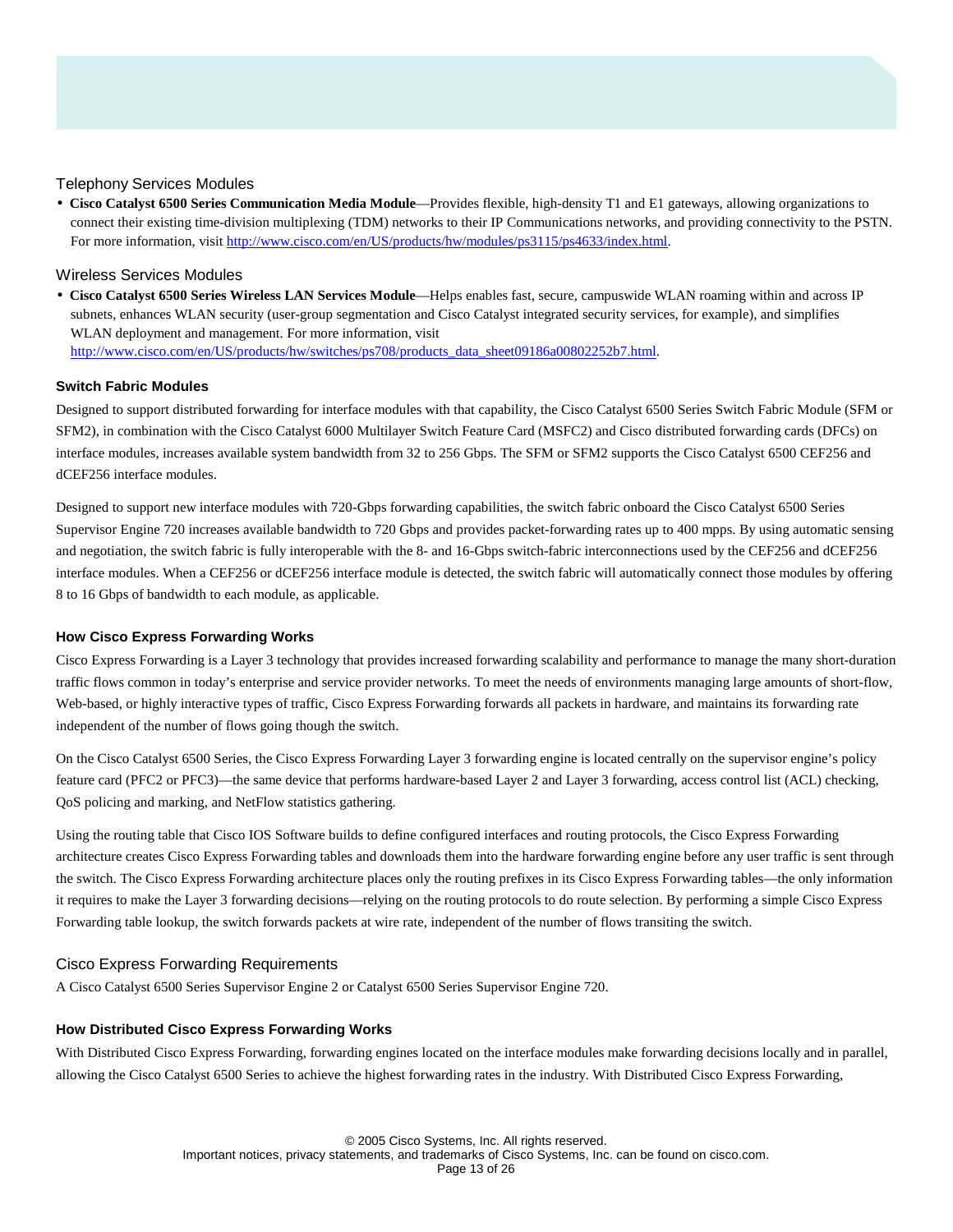### Telephony Services Modules

- **Cisco Catalyst 6500 Series Communication Media Module**—Provides flexible, high-density T1 and E1 gateways, allowing organizations to connect their existing time-division multiplexing (TDM) networks to their IP Communications networks, and providing connectivity to the PSTN. For more information, visit http://www.cisco.com/en/US/products/hw/modules/ps3115/ps4633/index.html.

### Wireless Services Modules

- **Cisco Catalyst 6500 Series Wireless LAN Services Module**—Helps enables fast, secure, campuswide WLAN roaming within and across IP subnets, enhances WLAN security (user-group segmentation and Cisco Catalyst integrated security services, for example), and simplifies WLAN deployment and management. For more information, visit http://www.cisco.com/en/US/products/hw/switches/ps708/products_data_sheet09186a00802252b7.html.

#### Switch Fabric Modules

Designed to support distributed forwarding for interface modules with that capability, the Cisco Catalyst 6500 Series Switch Fabric Module (SFM or SFM2), in combination with the Cisco Catalyst 6000 Multilayer Switch Feature Card (MSFC2) and Cisco distributed forwarding cards (DFCs) on interface modules, increases available system bandwidth from 32 to 256 Gbps. The SFM or SFM2 supports the Cisco Catalyst 6500 CEF256 and dCEF256 interface modules.

Designed to support new interface modules with 720-Gbps forwarding capabilities, the switch fabric onboard the Cisco Catalyst 6500 Series Supervisor Engine 720 increases available bandwidth to 720 Gbps and provides packet-forwarding rates up to 400 mpps. By using automatic sensing and negotiation, the switch fabric is fully interoperable with the 8- and 16-Gbps switch-fabric interconnections used by the CEF256 and dCEF256 interface modules. When a CEF256 or dCEF256 interface module is detected, the switch fabric will automatically connect those modules by offering 8 to 16 Gbps of bandwidth to each module, as applicable.

#### How Cisco Express Forwarding Works

Cisco Express Forwarding is a Layer 3 technology that provides increased forwarding scalability and performance to manage the many short-duration traffic flows common in today's enterprise and service provider networks. To meet the needs of environments managing large amounts of short-flow, Web-based, or highly interactive types of traffic, Cisco Express Forwarding forwards all packets in hardware, and maintains its forwarding rate independent of the number of flows going though the switch.

On the Cisco Catalyst 6500 Series, the Cisco Express Forwarding Layer 3 forwarding engine is located centrally on the supervisor engine's policy feature card (PFC2 or PFC3)—the same device that performs hardware-based Layer 2 and Layer 3 forwarding, access control list (ACL) checking, QoS policing and marking, and NetFlow statistics gathering.

Using the routing table that Cisco IOS Software builds to define configured interfaces and routing protocols, the Cisco Express Forwarding architecture creates Cisco Express Forwarding tables and downloads them into the hardware forwarding engine before any user traffic is sent through the switch. The Cisco Express Forwarding architecture places only the routing prefixes in its Cisco Express Forwarding tables—the only information it requires to make the Layer 3 forwarding decisions—relying on the routing protocols to do route selection. By performing a simple Cisco Express Forwarding table lookup, the switch forwards packets at wire rate, independent of the number of flows transiting the switch.

### Cisco Express Forwarding Requirements

A Cisco Catalyst 6500 Series Supervisor Engine 2 or Catalyst 6500 Series Supervisor Engine 720.

#### How Distributed Cisco Express Forwarding Works

With Distributed Cisco Express Forwarding, forwarding engines located on the interface modules make forwarding decisions locally and in parallel, allowing the Cisco Catalyst 6500 Series to achieve the highest forwarding rates in the industry. With Distributed Cisco Express Forwarding,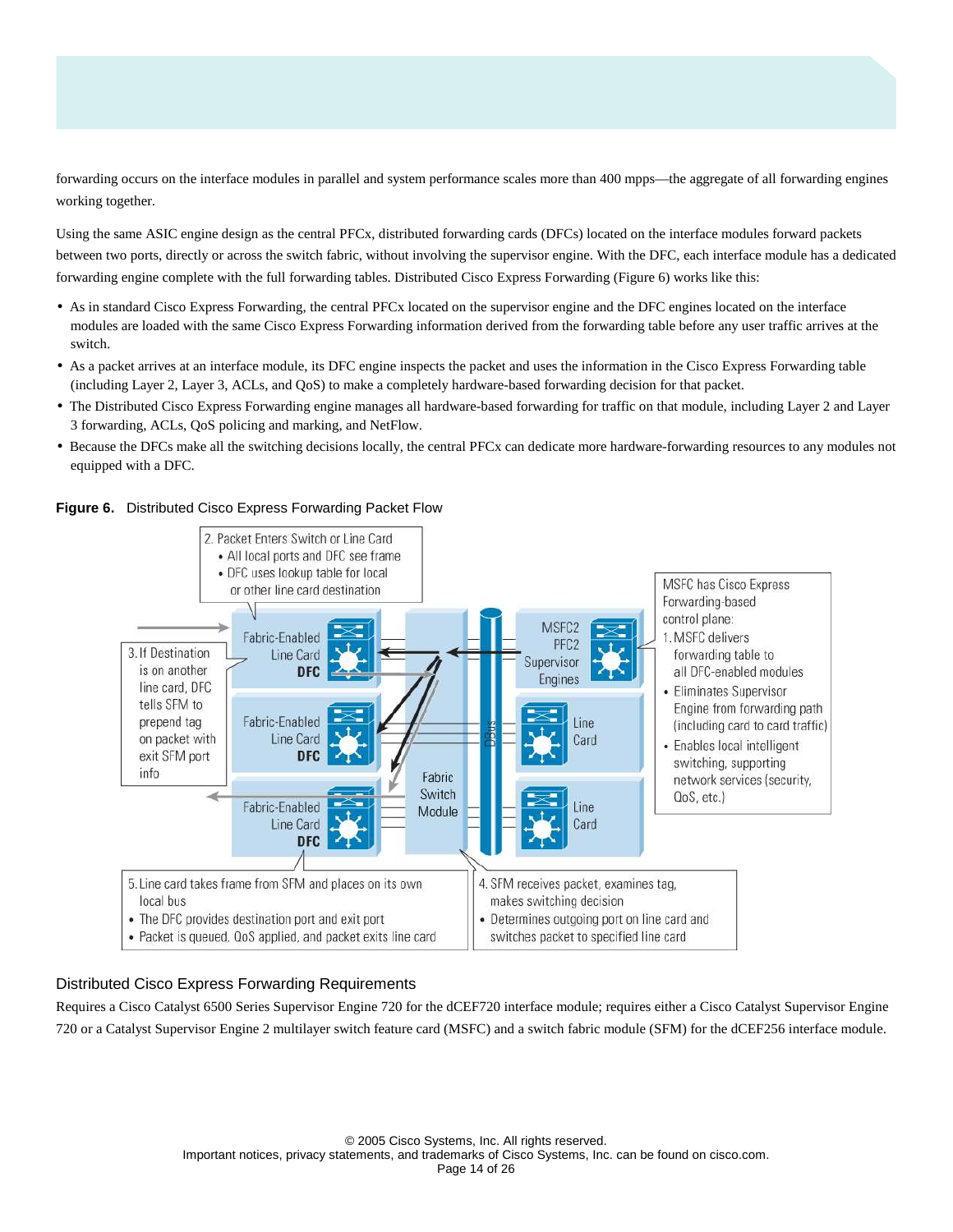forwarding occurs on the interface modules in parallel and system performance scales more than 400 mpps—the aggregate of all forwarding engines working together.

Using the same ASIC engine design as the central PFCx, distributed forwarding cards (DFCs) located on the interface modules forward packets between two ports, directly or across the switch fabric, without involving the supervisor engine. With the DFC, each interface module has a dedicated forwarding engine complete with the full forwarding tables. Distributed Cisco Express Forwarding (Figure 6) works like this:

- As in standard Cisco Express Forwarding, the central PFCx located on the supervisor engine and the DFC engines located on the interface modules are loaded with the same Cisco Express Forwarding information derived from the forwarding table before any user traffic arrives at the switch.
- As a packet arrives at an interface module, its DFC engine inspects the packet and uses the information in the Cisco Express Forwarding table (including Layer 2, Layer 3, ACLs, and QoS) to make a completely hardware-based forwarding decision for that packet.
- The Distributed Cisco Express Forwarding engine manages all hardware-based forwarding for traffic on that module, including Layer 2 and Layer 3 forwarding, ACLs, QoS policing and marking, and NetFlow.
- Because the DFCs make all the switching decisions locally, the central PFCx can dedicate more hardware-forwarding resources to any modules not equipped with a DFC.

**Figure 6.** Distributed Cisco Express Forwarding Packet Flow

## Distributed Cisco Express Forwarding Requirements

Requires a Cisco Catalyst 6500 Series Supervisor Engine 720 for the dCEF720 interface module; requires either a Cisco Catalyst Supervisor Engine 720 or a Catalyst Supervisor Engine 2 multilayer switch feature card (MSFC) and a switch fabric module (SFM) for the dCEF256 interface module.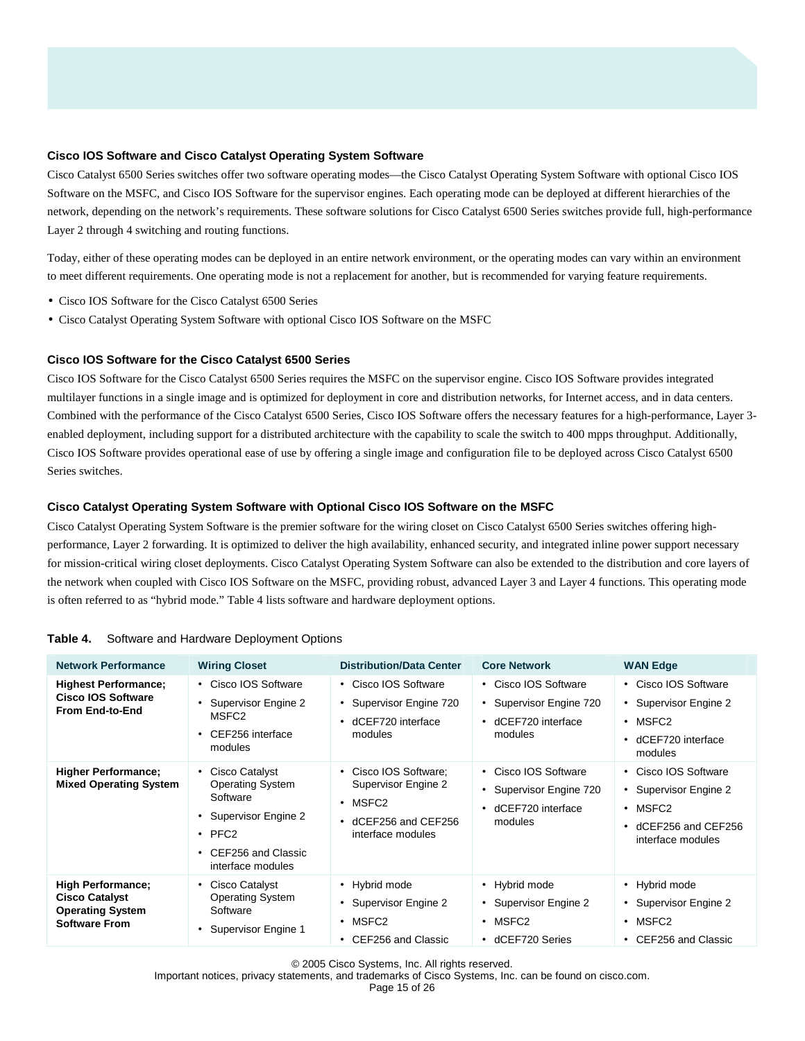### Cisco IOS Software and Cisco Catalyst Operating System Software

Cisco Catalyst 6500 Series switches offer two software operating modes—the Cisco Catalyst Operating System Software with optional Cisco IOS Software on the MSFC, and Cisco IOS Software for the supervisor engines. Each operating mode can be deployed at different hierarchies of the network, depending on the network's requirements. These software solutions for Cisco Catalyst 6500 Series switches provide full, high-performance Layer 2 through 4 switching and routing functions.

Today, either of these operating modes can be deployed in an entire network environment, or the operating modes can vary within an environment to meet different requirements. One operating mode is not a replacement for another, but is recommended for varying feature requirements.

- Cisco IOS Software for the Cisco Catalyst 6500 Series
- Cisco Catalyst Operating System Software with optional Cisco IOS Software on the MSFC

### Cisco IOS Software for the Cisco Catalyst 6500 Series

Cisco IOS Software for the Cisco Catalyst 6500 Series requires the MSFC on the supervisor engine. Cisco IOS Software provides integrated multilayer functions in a single image and is optimized for deployment in core and distribution networks, for Internet access, and in data centers. Combined with the performance of the Cisco Catalyst 6500 Series, Cisco IOS Software offers the necessary features for a high-performance, Layer 3-enabled deployment, including support for a distributed architecture with the capability to scale the switch to 400 mpps throughput. Additionally, Cisco IOS Software provides operational ease of use by offering a single image and configuration file to be deployed across Cisco Catalyst 6500 Series switches.

### Cisco Catalyst Operating System Software with Optional Cisco IOS Software on the MSFC

Cisco Catalyst Operating System Software is the premier software for the wiring closet on Cisco Catalyst 6500 Series switches offering high-performance, Layer 2 forwarding. It is optimized to deliver the high availability, enhanced security, and integrated inline power support necessary for mission-critical wiring closet deployments. Cisco Catalyst Operating System Software can also be extended to the distribution and core layers of the network when coupled with Cisco IOS Software on the MSFC, providing robust, advanced Layer 3 and Layer 4 functions. This operating mode is often referred to as "hybrid mode." Table 4 lists software and hardware deployment options.

**Table 4.** Software and Hardware Deployment Options

| Network Performance | Wiring Closet | Distribution/Data Center | Core Network | WAN Edge |
| --- | --- | --- | --- | --- |
| **Highest Performance; Cisco IOS Software From End-to-End** | • Cisco IOS Software<br>• Supervisor Engine 2 MSFC2<br>• CEF256 interface modules | • Cisco IOS Software<br>• Supervisor Engine 720<br>• dCEF720 interface modules | • Cisco IOS Software<br>• Supervisor Engine 720<br>• dCEF720 interface modules | • Cisco IOS Software<br>• Supervisor Engine 2<br>• MSFC2<br>• dCEF720 interface modules |
| **Higher Performance; Mixed Operating System** | • Cisco Catalyst Operating System Software<br>• Supervisor Engine 2<br>• PFC2<br>• CEF256 and Classic interface modules | • Cisco IOS Software; Supervisor Engine 2<br>• MSFC2<br>• dCEF256 and CEF256 interface modules | • Cisco IOS Software<br>• Supervisor Engine 720<br>• dCEF720 interface modules | • Cisco IOS Software<br>• Supervisor Engine 2<br>• MSFC2<br>• dCEF256 and CEF256 interface modules |
| **High Performance; Cisco Catalyst Operating System Software From** | • Cisco Catalyst Operating System Software<br>• Supervisor Engine 1 | • Hybrid mode<br>• Supervisor Engine 2<br>• MSFC2<br>• CEF256 and Classic | • Hybrid mode<br>• Supervisor Engine 2<br>• MSFC2<br>• dCEF720 Series | • Hybrid mode<br>• Supervisor Engine 2<br>• MSFC2<br>• CEF256 and Classic |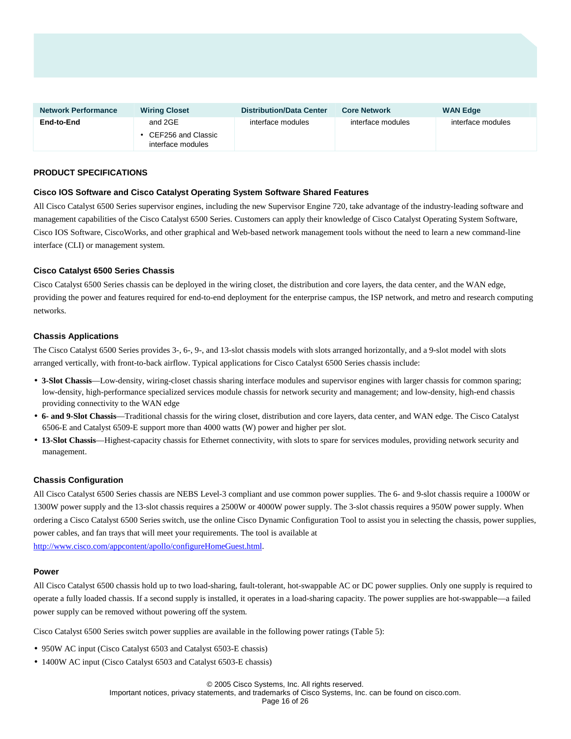| Network Performance | Wiring Closet | Distribution/Data Center | Core Network | WAN Edge |
|---|---|---|---|---|
| **End-to-End** | and 2GE<br>• CEF256 and Classic interface modules | interface modules | interface modules | interface modules |

## PRODUCT SPECIFICATIONS

### Cisco IOS Software and Cisco Catalyst Operating System Software Shared Features

All Cisco Catalyst 6500 Series supervisor engines, including the new Supervisor Engine 720, take advantage of the industry-leading software and management capabilities of the Cisco Catalyst 6500 Series. Customers can apply their knowledge of Cisco Catalyst Operating System Software, Cisco IOS Software, CiscoWorks, and other graphical and Web-based network management tools without the need to learn a new command-line interface (CLI) or management system.

### Cisco Catalyst 6500 Series Chassis

Cisco Catalyst 6500 Series chassis can be deployed in the wiring closet, the distribution and core layers, the data center, and the WAN edge, providing the power and features required for end-to-end deployment for the enterprise campus, the ISP network, and metro and research computing networks.

### Chassis Applications

The Cisco Catalyst 6500 Series provides 3-, 6-, 9-, and 13-slot chassis models with slots arranged horizontally, and a 9-slot model with slots arranged vertically, with front-to-back airflow. Typical applications for Cisco Catalyst 6500 Series chassis include:

- **3-Slot Chassis**—Low-density, wiring-closet chassis sharing interface modules and supervisor engines with larger chassis for common sparing; low-density, high-performance specialized services module chassis for network security and management; and low-density, high-end chassis providing connectivity to the WAN edge
- **6- and 9-Slot Chassis**—Traditional chassis for the wiring closet, distribution and core layers, data center, and WAN edge. The Cisco Catalyst 6506-E and Catalyst 6509-E support more than 4000 watts (W) power and higher per slot.
- **13-Slot Chassis**—Highest-capacity chassis for Ethernet connectivity, with slots to spare for services modules, providing network security and management.

### Chassis Configuration

All Cisco Catalyst 6500 Series chassis are NEBS Level-3 compliant and use common power supplies. The 6- and 9-slot chassis require a 1000W or 1300W power supply and the 13-slot chassis requires a 2500W or 4000W power supply. The 3-slot chassis requires a 950W power supply. When ordering a Cisco Catalyst 6500 Series switch, use the online Cisco Dynamic Configuration Tool to assist you in selecting the chassis, power supplies, power cables, and fan trays that will meet your requirements. The tool is available at http://www.cisco.com/appcontent/apollo/configureHomeGuest.html.

### Power

All Cisco Catalyst 6500 chassis hold up to two load-sharing, fault-tolerant, hot-swappable AC or DC power supplies. Only one supply is required to operate a fully loaded chassis. If a second supply is installed, it operates in a load-sharing capacity. The power supplies are hot-swappable—a failed power supply can be removed without powering off the system.

Cisco Catalyst 6500 Series switch power supplies are available in the following power ratings (Table 5):

- 950W AC input (Cisco Catalyst 6503 and Catalyst 6503-E chassis)
- 1400W AC input (Cisco Catalyst 6503 and Catalyst 6503-E chassis)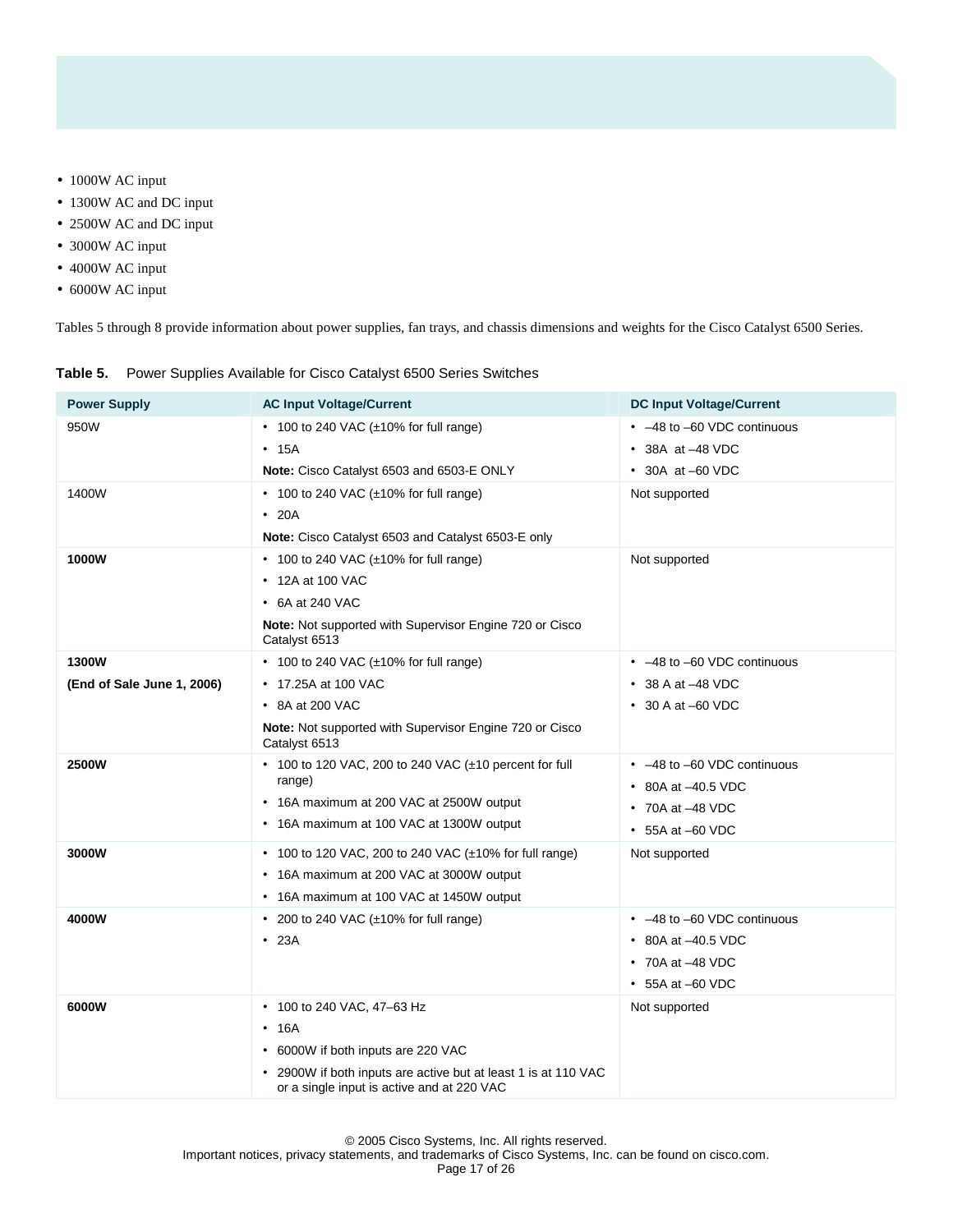- 1000W AC input
- 1300W AC and DC input
- 2500W AC and DC input
- 3000W AC input
- 4000W AC input
- 6000W AC input

Tables 5 through 8 provide information about power supplies, fan trays, and chassis dimensions and weights for the Cisco Catalyst 6500 Series.

**Table 5.** Power Supplies Available for Cisco Catalyst 6500 Series Switches

| Power Supply | AC Input Voltage/Current | DC Input Voltage/Current |
|---|---|---|
| 950W | • 100 to 240 VAC (±10% for full range)<br>• 15A<br>**Note:** Cisco Catalyst 6503 and 6503-E ONLY | • –48 to –60 VDC continuous<br>• 38A at –48 VDC<br>• 30A at –60 VDC |
| 1400W | • 100 to 240 VAC (±10% for full range)<br>• 20A<br>**Note:** Cisco Catalyst 6503 and Catalyst 6503-E only | Not supported |
| **1000W** | • 100 to 240 VAC (±10% for full range)<br>• 12A at 100 VAC<br>• 6A at 240 VAC<br>**Note:** Not supported with Supervisor Engine 720 or Cisco Catalyst 6513 | Not supported |
| **1300W**<br>**(End of Sale June 1, 2006)** | • 100 to 240 VAC (±10% for full range)<br>• 17.25A at 100 VAC<br>• 8A at 200 VAC<br>**Note:** Not supported with Supervisor Engine 720 or Cisco Catalyst 6513 | • –48 to –60 VDC continuous<br>• 38 A at –48 VDC<br>• 30 A at –60 VDC |
| **2500W** | • 100 to 120 VAC, 200 to 240 VAC (±10 percent for full range)<br>• 16A maximum at 200 VAC at 2500W output<br>• 16A maximum at 100 VAC at 1300W output | • –48 to –60 VDC continuous<br>• 80A at –40.5 VDC<br>• 70A at –48 VDC<br>• 55A at –60 VDC |
| **3000W** | • 100 to 120 VAC, 200 to 240 VAC (±10% for full range)<br>• 16A maximum at 200 VAC at 3000W output<br>• 16A maximum at 100 VAC at 1450W output | Not supported |
| **4000W** | • 200 to 240 VAC (±10% for full range)<br>• 23A | • –48 to –60 VDC continuous<br>• 80A at –40.5 VDC<br>• 70A at –48 VDC<br>• 55A at –60 VDC |
| **6000W** | • 100 to 240 VAC, 47–63 Hz<br>• 16A<br>• 6000W if both inputs are 220 VAC<br>• 2900W if both inputs are active but at least 1 is at 110 VAC or a single input is active and at 220 VAC | Not supported |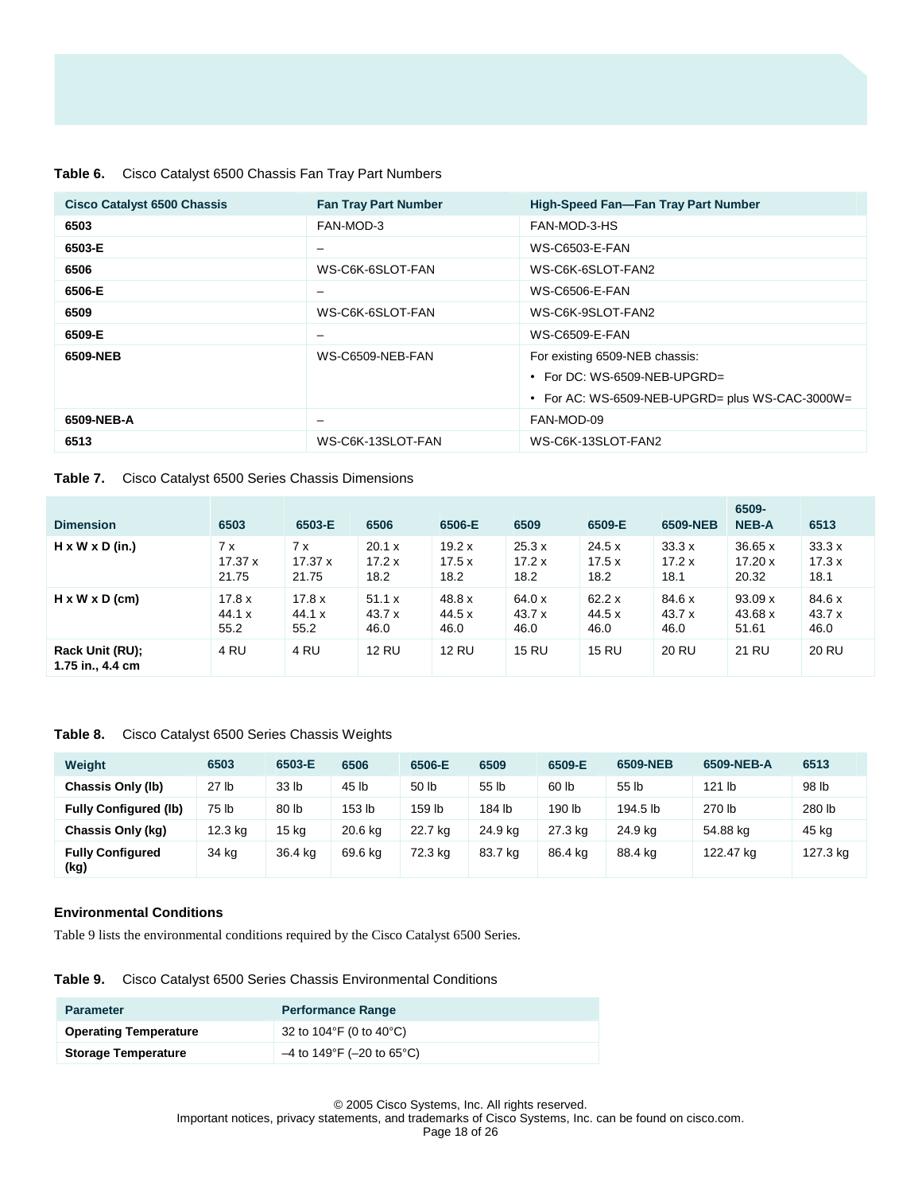**Table 6.** Cisco Catalyst 6500 Chassis Fan Tray Part Numbers

| Cisco Catalyst 6500 Chassis | Fan Tray Part Number | High-Speed Fan—Fan Tray Part Number |
|---|---|---|
| **6503** | FAN-MOD-3 | FAN-MOD-3-HS |
| **6503-E** | – | WS-C6503-E-FAN |
| **6506** | WS-C6K-6SLOT-FAN | WS-C6K-6SLOT-FAN2 |
| **6506-E** | – | WS-C6506-E-FAN |
| **6509** | WS-C6K-6SLOT-FAN | WS-C6K-9SLOT-FAN2 |
| **6509-E** | – | WS-C6509-E-FAN |
| **6509-NEB** | WS-C6509-NEB-FAN | For existing 6509-NEB chassis:<br>• For DC: WS-6509-NEB-UPGRD=<br>• For AC: WS-6509-NEB-UPGRD= plus WS-CAC-3000W= |
| **6509-NEB-A** | – | FAN-MOD-09 |
| **6513** | WS-C6K-13SLOT-FAN | WS-C6K-13SLOT-FAN2 |

**Table 7.** Cisco Catalyst 6500 Series Chassis Dimensions

| Dimension | 6503 | 6503-E | 6506 | 6506-E | 6509 | 6509-E | 6509-NEB | 6509-NEB-A | 6513 |
|---|---|---|---|---|---|---|---|---|---|
| **H x W x D (in.)** | 7 x 17.37 x 21.75 | 7 x 17.37 x 21.75 | 20.1 x 17.2 x 18.2 | 19.2 x 17.5 x 18.2 | 25.3 x 17.2 x 18.2 | 24.5 x 17.5 x 18.2 | 33.3 x 17.2 x 18.1 | 36.65 x 17.20 x 20.32 | 33.3 x 17.3 x 18.1 |
| **H x W x D (cm)** | 17.8 x 44.1 x 55.2 | 17.8 x 44.1 x 55.2 | 51.1 x 43.7 x 46.0 | 48.8 x 44.5 x 46.0 | 64.0 x 43.7 x 46.0 | 62.2 x 44.5 x 46.0 | 84.6 x 43.7 x 46.0 | 93.09 x 43.68 x 51.61 | 84.6 x 43.7 x 46.0 |
| **Rack Unit (RU); 1.75 in., 4.4 cm** | 4 RU | 4 RU | 12 RU | 12 RU | 15 RU | 15 RU | 20 RU | 21 RU | 20 RU |

**Table 8.** Cisco Catalyst 6500 Series Chassis Weights

| Weight | 6503 | 6503-E | 6506 | 6506-E | 6509 | 6509-E | 6509-NEB | 6509-NEB-A | 6513 |
|---|---|---|---|---|---|---|---|---|---|
| **Chassis Only (lb)** | 27 lb | 33 lb | 45 lb | 50 lb | 55 lb | 60 lb | 55 lb | 121 lb | 98 lb |
| **Fully Configured (lb)** | 75 lb | 80 lb | 153 lb | 159 lb | 184 lb | 190 lb | 194.5 lb | 270 lb | 280 lb |
| **Chassis Only (kg)** | 12.3 kg | 15 kg | 20.6 kg | 22.7 kg | 24.9 kg | 27.3 kg | 24.9 kg | 54.88 kg | 45 kg |
| **Fully Configured (kg)** | 34 kg | 36.4 kg | 69.6 kg | 72.3 kg | 83.7 kg | 86.4 kg | 88.4 kg | 122.47 kg | 127.3 kg |

### Environmental Conditions

Table 9 lists the environmental conditions required by the Cisco Catalyst 6500 Series.

**Table 9.** Cisco Catalyst 6500 Series Chassis Environmental Conditions

| Parameter | Performance Range |
|---|---|
| **Operating Temperature** | 32 to 104°F (0 to 40°C) |
| **Storage Temperature** | –4 to 149°F (–20 to 65°C) |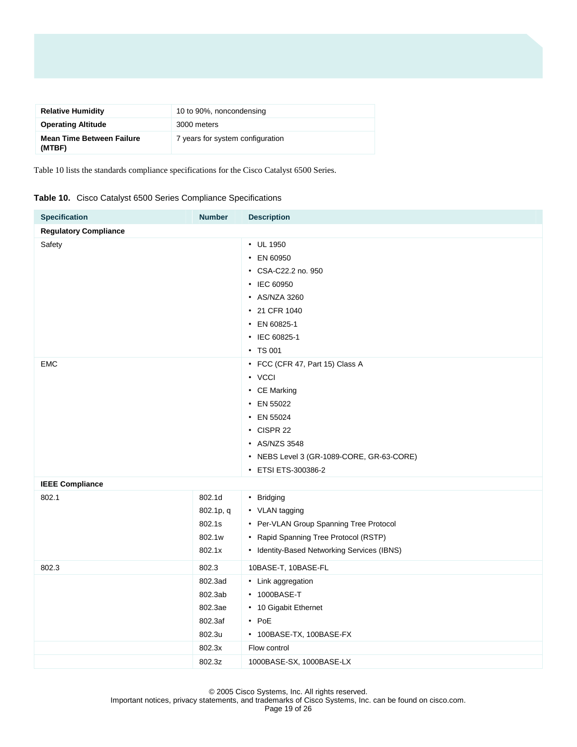| | |
|---|---|
| **Relative Humidity** | 10 to 90%, noncondensing |
| **Operating Altitude** | 3000 meters |
| **Mean Time Between Failure (MTBF)** | 7 years for system configuration |

Table 10 lists the standards compliance specifications for the Cisco Catalyst 6500 Series.

**Table 10.** Cisco Catalyst 6500 Series Compliance Specifications

| Specification | Number | Description |
|---|---|---|
| **Regulatory Compliance** | | |
| Safety | | • UL 1950<br>• EN 60950<br>• CSA-C22.2 no. 950<br>• IEC 60950<br>• AS/NZA 3260<br>• 21 CFR 1040<br>• EN 60825-1<br>• IEC 60825-1<br>• TS 001 |
| EMC | | • FCC (CFR 47, Part 15) Class A<br>• VCCI<br>• CE Marking<br>• EN 55022<br>• EN 55024<br>• CISPR 22<br>• AS/NZS 3548<br>• NEBS Level 3 (GR-1089-CORE, GR-63-CORE)<br>• ETSI ETS-300386-2 |
| **IEEE Compliance** | | |
| 802.1 | 802.1d<br>802.1p, q<br>802.1s<br>802.1w<br>802.1x | • Bridging<br>• VLAN tagging<br>• Per-VLAN Group Spanning Tree Protocol<br>• Rapid Spanning Tree Protocol (RSTP)<br>• Identity-Based Networking Services (IBNS) |
| 802.3 | 802.3 | 10BASE-T, 10BASE-FL |
| | 802.3ad<br>802.3ab<br>802.3ae<br>802.3af<br>802.3u | • Link aggregation<br>• 1000BASE-T<br>• 10 Gigabit Ethernet<br>• PoE<br>• 100BASE-TX, 100BASE-FX |
| | 802.3x | Flow control |
| | 802.3z | 1000BASE-SX, 1000BASE-LX |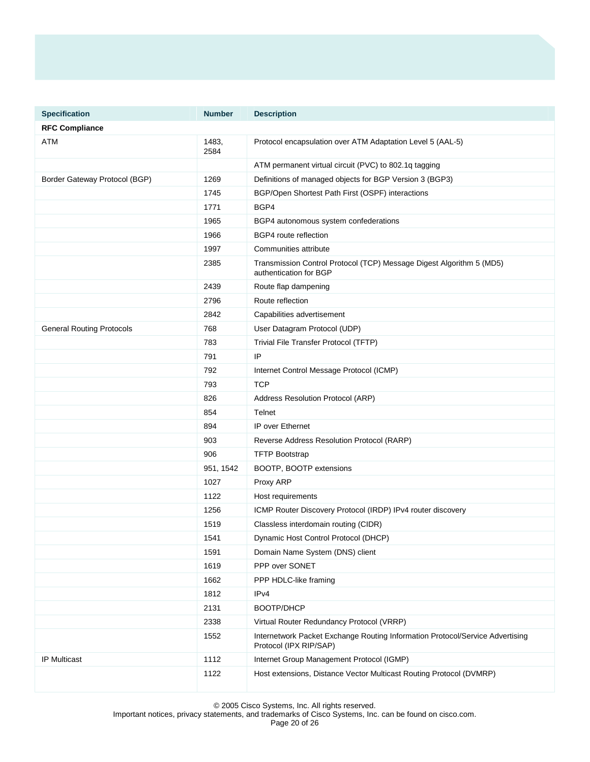| Specification | Number | Description |
|---|---|---|
| **RFC Compliance** | | |
| ATM | 1483, 2584 | Protocol encapsulation over ATM Adaptation Level 5 (AAL-5) |
| | | ATM permanent virtual circuit (PVC) to 802.1q tagging |
| Border Gateway Protocol (BGP) | 1269 | Definitions of managed objects for BGP Version 3 (BGP3) |
| | 1745 | BGP/Open Shortest Path First (OSPF) interactions |
| | 1771 | BGP4 |
| | 1965 | BGP4 autonomous system confederations |
| | 1966 | BGP4 route reflection |
| | 1997 | Communities attribute |
| | 2385 | Transmission Control Protocol (TCP) Message Digest Algorithm 5 (MD5) authentication for BGP |
| | 2439 | Route flap dampening |
| | 2796 | Route reflection |
| | 2842 | Capabilities advertisement |
| General Routing Protocols | 768 | User Datagram Protocol (UDP) |
| | 783 | Trivial File Transfer Protocol (TFTP) |
| | 791 | IP |
| | 792 | Internet Control Message Protocol (ICMP) |
| | 793 | TCP |
| | 826 | Address Resolution Protocol (ARP) |
| | 854 | Telnet |
| | 894 | IP over Ethernet |
| | 903 | Reverse Address Resolution Protocol (RARP) |
| | 906 | TFTP Bootstrap |
| | 951, 1542 | BOOTP, BOOTP extensions |
| | 1027 | Proxy ARP |
| | 1122 | Host requirements |
| | 1256 | ICMP Router Discovery Protocol (IRDP) IPv4 router discovery |
| | 1519 | Classless interdomain routing (CIDR) |
| | 1541 | Dynamic Host Control Protocol (DHCP) |
| | 1591 | Domain Name System (DNS) client |
| | 1619 | PPP over SONET |
| | 1662 | PPP HDLC-like framing |
| | 1812 | IPv4 |
| | 2131 | BOOTP/DHCP |
| | 2338 | Virtual Router Redundancy Protocol (VRRP) |
| | 1552 | Internetwork Packet Exchange Routing Information Protocol/Service Advertising Protocol (IPX RIP/SAP) |
| IP Multicast | 1112 | Internet Group Management Protocol (IGMP) |
| | 1122 | Host extensions, Distance Vector Multicast Routing Protocol (DVMRP) |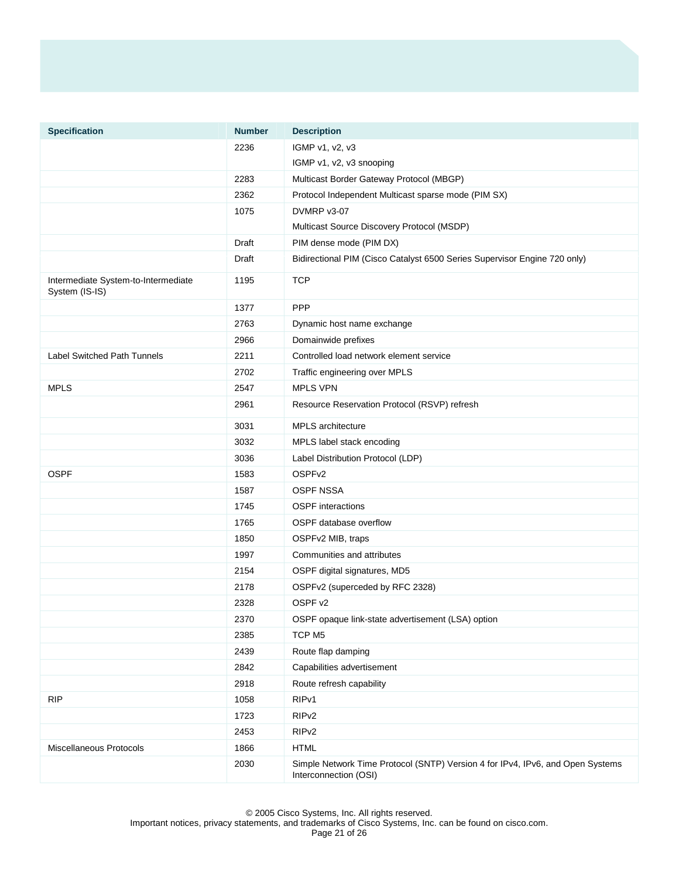| Specification | Number | Description |
| --- | --- | --- |
| | 2236 | IGMP v1, v2, v3<br>IGMP v1, v2, v3 snooping |
| | 2283 | Multicast Border Gateway Protocol (MBGP) |
| | 2362 | Protocol Independent Multicast sparse mode (PIM SX) |
| | 1075 | DVMRP v3-07<br>Multicast Source Discovery Protocol (MSDP) |
| | Draft | PIM dense mode (PIM DX) |
| | Draft | Bidirectional PIM (Cisco Catalyst 6500 Series Supervisor Engine 720 only) |
| Intermediate System-to-Intermediate System (IS-IS) | 1195 | TCP |
| | 1377 | PPP |
| | 2763 | Dynamic host name exchange |
| | 2966 | Domainwide prefixes |
| Label Switched Path Tunnels | 2211 | Controlled load network element service |
| | 2702 | Traffic engineering over MPLS |
| MPLS | 2547 | MPLS VPN |
| | 2961 | Resource Reservation Protocol (RSVP) refresh |
| | 3031 | MPLS architecture |
| | 3032 | MPLS label stack encoding |
| | 3036 | Label Distribution Protocol (LDP) |
| OSPF | 1583 | OSPFv2 |
| | 1587 | OSPF NSSA |
| | 1745 | OSPF interactions |
| | 1765 | OSPF database overflow |
| | 1850 | OSPFv2 MIB, traps |
| | 1997 | Communities and attributes |
| | 2154 | OSPF digital signatures, MD5 |
| | 2178 | OSPFv2 (superceded by RFC 2328) |
| | 2328 | OSPF v2 |
| | 2370 | OSPF opaque link-state advertisement (LSA) option |
| | 2385 | TCP M5 |
| | 2439 | Route flap damping |
| | 2842 | Capabilities advertisement |
| | 2918 | Route refresh capability |
| RIP | 1058 | RIPv1 |
| | 1723 | RIPv2 |
| | 2453 | RIPv2 |
| Miscellaneous Protocols | 1866 | HTML |
| | 2030 | Simple Network Time Protocol (SNTP) Version 4 for IPv4, IPv6, and Open Systems Interconnection (OSI) |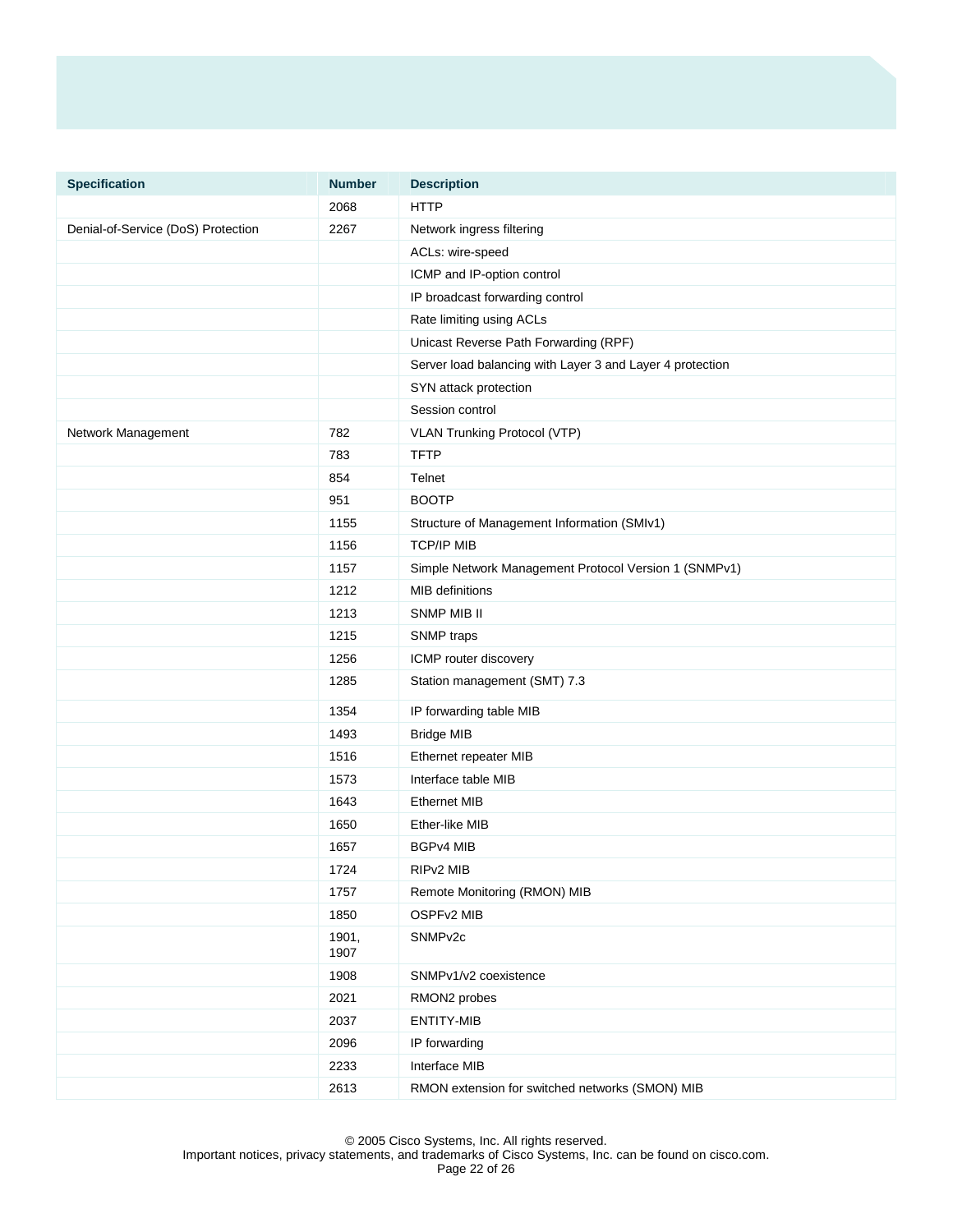| Specification | Number | Description |
|---|---|---|
| | 2068 | HTTP |
| Denial-of-Service (DoS) Protection | 2267 | Network ingress filtering |
| | | ACLs: wire-speed |
| | | ICMP and IP-option control |
| | | IP broadcast forwarding control |
| | | Rate limiting using ACLs |
| | | Unicast Reverse Path Forwarding (RPF) |
| | | Server load balancing with Layer 3 and Layer 4 protection |
| | | SYN attack protection |
| | | Session control |
| Network Management | 782 | VLAN Trunking Protocol (VTP) |
| | 783 | TFTP |
| | 854 | Telnet |
| | 951 | BOOTP |
| | 1155 | Structure of Management Information (SMIv1) |
| | 1156 | TCP/IP MIB |
| | 1157 | Simple Network Management Protocol Version 1 (SNMPv1) |
| | 1212 | MIB definitions |
| | 1213 | SNMP MIB II |
| | 1215 | SNMP traps |
| | 1256 | ICMP router discovery |
| | 1285 | Station management (SMT) 7.3 |
| | 1354 | IP forwarding table MIB |
| | 1493 | Bridge MIB |
| | 1516 | Ethernet repeater MIB |
| | 1573 | Interface table MIB |
| | 1643 | Ethernet MIB |
| | 1650 | Ether-like MIB |
| | 1657 | BGPv4 MIB |
| | 1724 | RIPv2 MIB |
| | 1757 | Remote Monitoring (RMON) MIB |
| | 1850 | OSPFv2 MIB |
| | 1901, 1907 | SNMPv2c |
| | 1908 | SNMPv1/v2 coexistence |
| | 2021 | RMON2 probes |
| | 2037 | ENTITY-MIB |
| | 2096 | IP forwarding |
| | 2233 | Interface MIB |
| | 2613 | RMON extension for switched networks (SMON) MIB |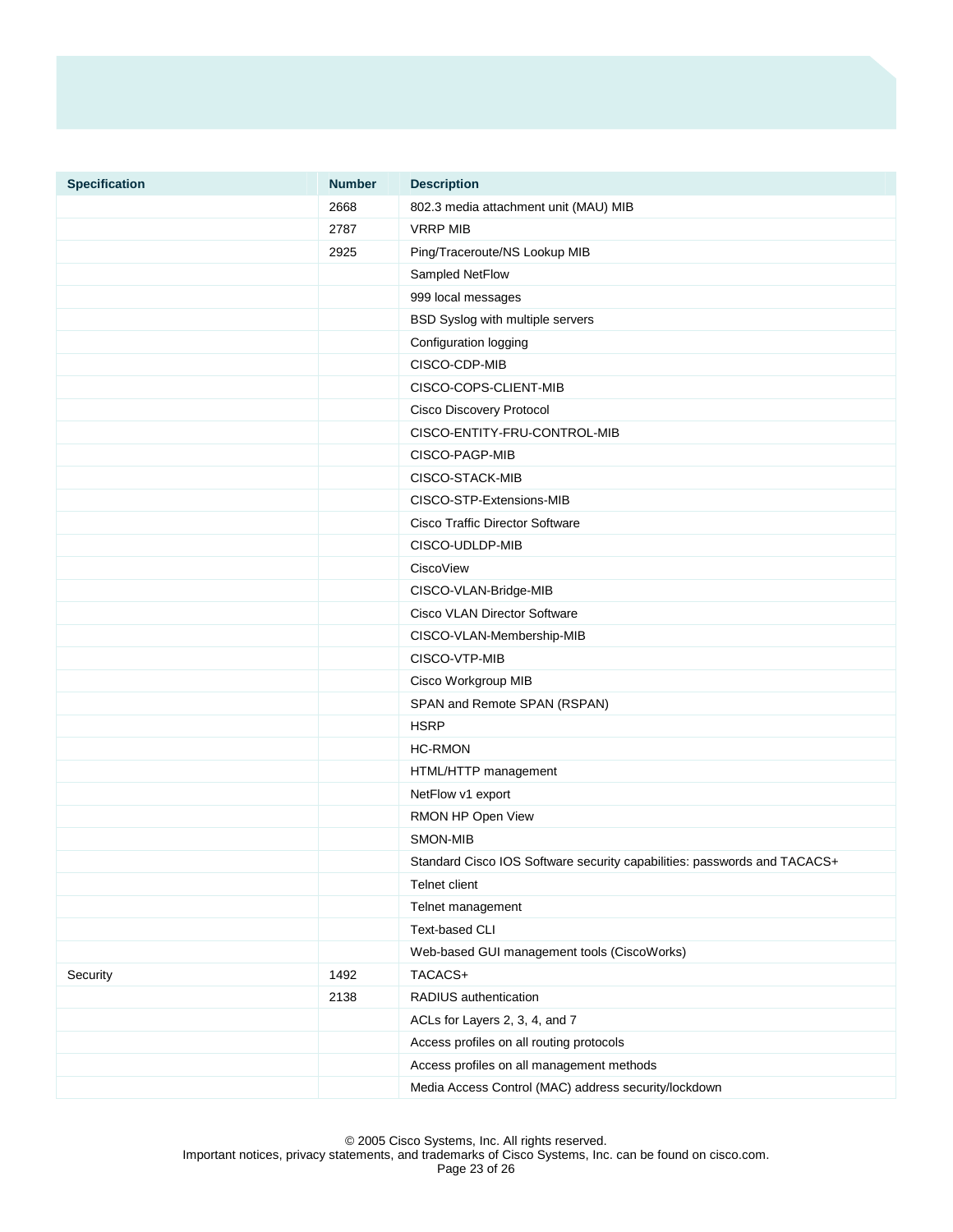| Specification | Number | Description |
|---|---|---|
| | 2668 | 802.3 media attachment unit (MAU) MIB |
| | 2787 | VRRP MIB |
| | 2925 | Ping/Traceroute/NS Lookup MIB |
| | | Sampled NetFlow |
| | | 999 local messages |
| | | BSD Syslog with multiple servers |
| | | Configuration logging |
| | | CISCO-CDP-MIB |
| | | CISCO-COPS-CLIENT-MIB |
| | | Cisco Discovery Protocol |
| | | CISCO-ENTITY-FRU-CONTROL-MIB |
| | | CISCO-PAGP-MIB |
| | | CISCO-STACK-MIB |
| | | CISCO-STP-Extensions-MIB |
| | | Cisco Traffic Director Software |
| | | CISCO-UDLDP-MIB |
| | | CiscoView |
| | | CISCO-VLAN-Bridge-MIB |
| | | Cisco VLAN Director Software |
| | | CISCO-VLAN-Membership-MIB |
| | | CISCO-VTP-MIB |
| | | Cisco Workgroup MIB |
| | | SPAN and Remote SPAN (RSPAN) |
| | | HSRP |
| | | HC-RMON |
| | | HTML/HTTP management |
| | | NetFlow v1 export |
| | | RMON HP Open View |
| | | SMON-MIB |
| | | Standard Cisco IOS Software security capabilities: passwords and TACACS+ |
| | | Telnet client |
| | | Telnet management |
| | | Text-based CLI |
| | | Web-based GUI management tools (CiscoWorks) |
| Security | 1492 | TACACS+ |
| | 2138 | RADIUS authentication |
| | | ACLs for Layers 2, 3, 4, and 7 |
| | | Access profiles on all routing protocols |
| | | Access profiles on all management methods |
| | | Media Access Control (MAC) address security/lockdown |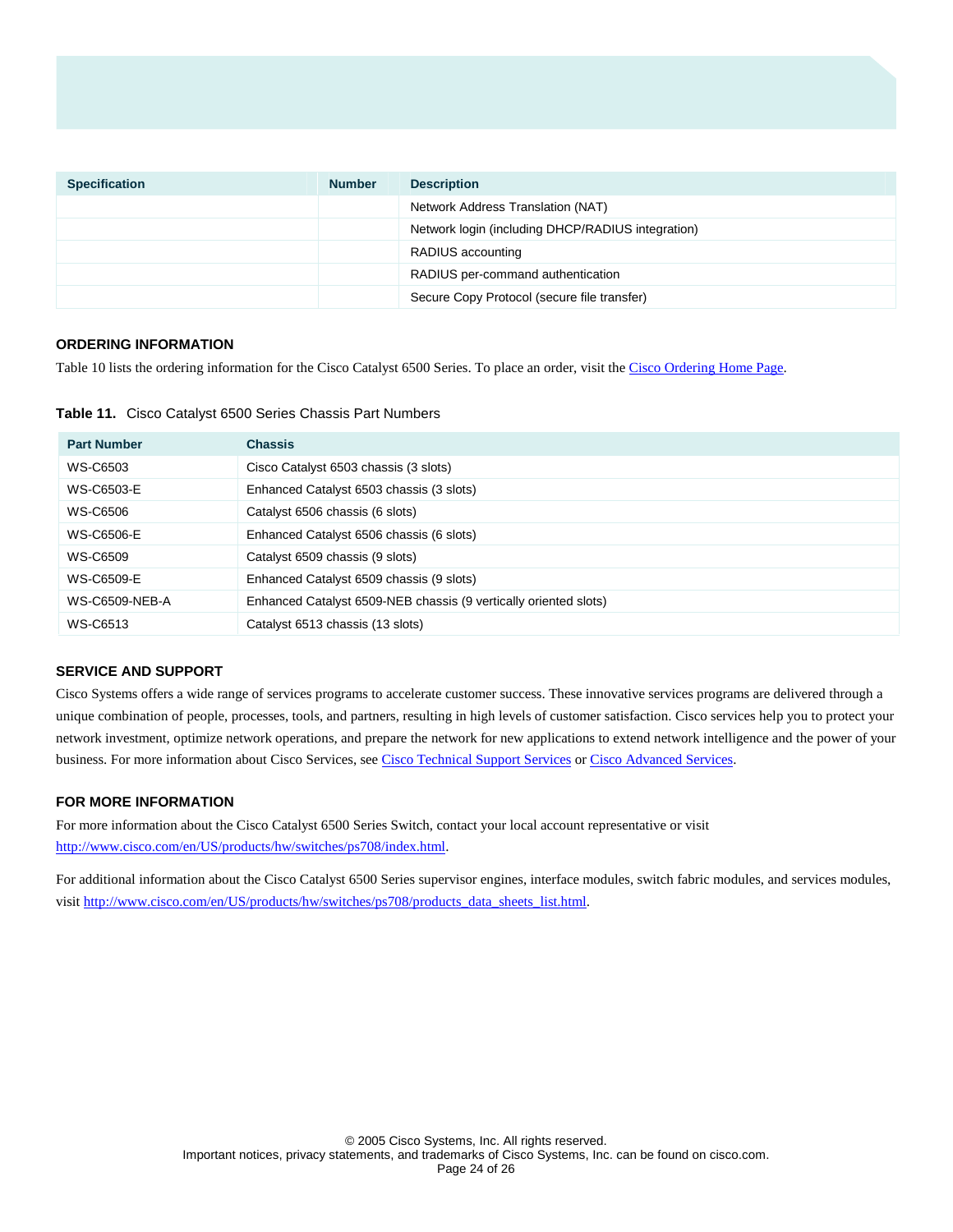| Specification | Number | Description |
| --- | --- | --- |
| | | Network Address Translation (NAT) |
| | | Network login (including DHCP/RADIUS integration) |
| | | RADIUS accounting |
| | | RADIUS per-command authentication |
| | | Secure Copy Protocol (secure file transfer) |

## ORDERING INFORMATION

Table 10 lists the ordering information for the Cisco Catalyst 6500 Series. To place an order, visit the Cisco Ordering Home Page.

**Table 11.** Cisco Catalyst 6500 Series Chassis Part Numbers

| Part Number | Chassis |
| --- | --- |
| WS-C6503 | Cisco Catalyst 6503 chassis (3 slots) |
| WS-C6503-E | Enhanced Catalyst 6503 chassis (3 slots) |
| WS-C6506 | Catalyst 6506 chassis (6 slots) |
| WS-C6506-E | Enhanced Catalyst 6506 chassis (6 slots) |
| WS-C6509 | Catalyst 6509 chassis (9 slots) |
| WS-C6509-E | Enhanced Catalyst 6509 chassis (9 slots) |
| WS-C6509-NEB-A | Enhanced Catalyst 6509-NEB chassis (9 vertically oriented slots) |
| WS-C6513 | Catalyst 6513 chassis (13 slots) |

## SERVICE AND SUPPORT

Cisco Systems offers a wide range of services programs to accelerate customer success. These innovative services programs are delivered through a unique combination of people, processes, tools, and partners, resulting in high levels of customer satisfaction. Cisco services help you to protect your network investment, optimize network operations, and prepare the network for new applications to extend network intelligence and the power of your business. For more information about Cisco Services, see Cisco Technical Support Services or Cisco Advanced Services.

## FOR MORE INFORMATION

For more information about the Cisco Catalyst 6500 Series Switch, contact your local account representative or visit http://www.cisco.com/en/US/products/hw/switches/ps708/index.html.

For additional information about the Cisco Catalyst 6500 Series supervisor engines, interface modules, switch fabric modules, and services modules, visit http://www.cisco.com/en/US/products/hw/switches/ps708/products_data_sheets_list.html.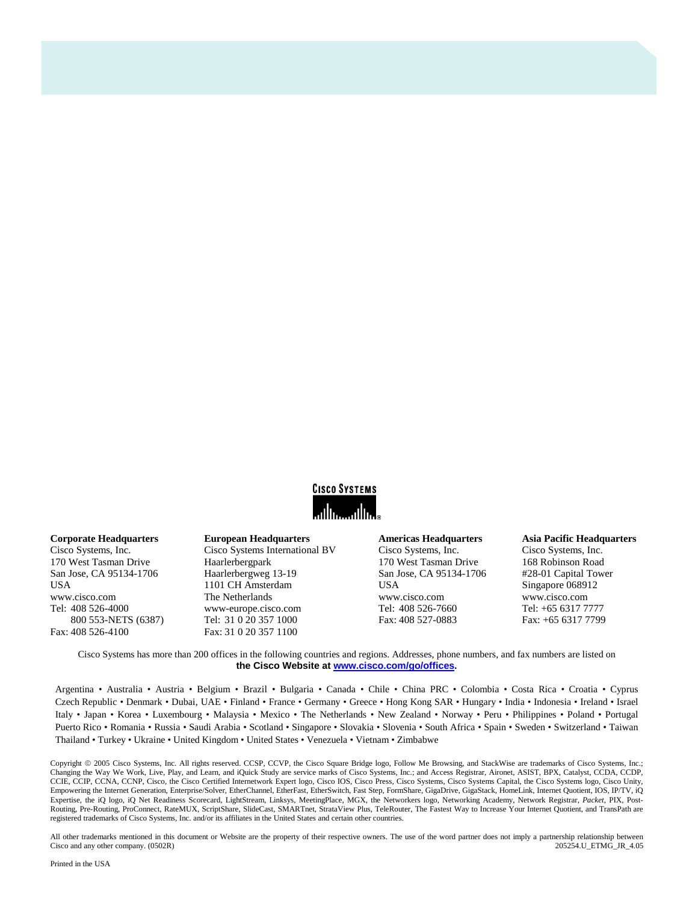CISCO SYSTEMS

**Corporate Headquarters**
Cisco Systems, Inc.
170 West Tasman Drive
San Jose, CA 95134-1706
USA
www.cisco.com
Tel: 408 526-4000
800 553-NETS (6387)
Fax: 408 526-4100

**European Headquarters**
Cisco Systems International BV
Haarlerbergpark
Haarlerbergweg 13-19
1101 CH Amsterdam
The Netherlands
www-europe.cisco.com
Tel: 31 0 20 357 1000
Fax: 31 0 20 357 1100

**Americas Headquarters**
Cisco Systems, Inc.
170 West Tasman Drive
San Jose, CA 95134-1706
USA
www.cisco.com
Tel: 408 526-7660
Fax: 408 527-0883

**Asia Pacific Headquarters**
Cisco Systems, Inc.
168 Robinson Road
#28-01 Capital Tower
Singapore 068912
www.cisco.com
Tel: +65 6317 7777
Fax: +65 6317 7799

Cisco Systems has more than 200 offices in the following countries and regions. Addresses, phone numbers, and fax numbers are listed on **the Cisco Website at www.cisco.com/go/offices.**

Argentina • Australia • Austria • Belgium • Brazil • Bulgaria • Canada • Chile • China PRC • Colombia • Costa Rica • Croatia • Cyprus Czech Republic • Denmark • Dubai, UAE • Finland • France • Germany • Greece • Hong Kong SAR • Hungary • India • Indonesia • Ireland • Israel Italy • Japan • Korea • Luxembourg • Malaysia • Mexico • The Netherlands • New Zealand • Norway • Peru • Philippines • Poland • Portugal Puerto Rico • Romania • Russia • Saudi Arabia • Scotland • Singapore • Slovakia • Slovenia • South Africa • Spain • Sweden • Switzerland • Taiwan Thailand • Turkey • Ukraine • United Kingdom • United States • Venezuela • Vietnam • Zimbabwe

Copyright © 2005 Cisco Systems, Inc. All rights reserved. CCSP, CCVP, the Cisco Square Bridge logo, Follow Me Browsing, and StackWise are trademarks of Cisco Systems, Inc.; Changing the Way We Work, Live, Play, and Learn, and iQuick Study are service marks of Cisco Systems, Inc.; and Access Registrar, Aironet, ASIST, BPX, Catalyst, CCDA, CCDP, CCIE, CCIP, CCNA, CCNP, Cisco, the Cisco Certified Internetwork Expert logo, Cisco IOS, Cisco Press, Cisco Systems, Cisco Systems Capital, the Cisco Systems logo, Cisco Unity, Empowering the Internet Generation, Enterprise/Solver, EtherChannel, EtherFast, EtherSwitch, Fast Step, FormShare, GigaDrive, GigaStack, HomeLink, Internet Quotient, IOS, IP/TV, iQ Expertise, the iQ logo, iQ Net Readiness Scorecard, LightStream, Linksys, MeetingPlace, MGX, the Networkers logo, Networking Academy, Network Registrar, *Packet*, PIX, Post-Routing, Pre-Routing, ProConnect, RateMUX, ScriptShare, SlideCast, SMARTnet, StrataView Plus, TeleRouter, The Fastest Way to Increase Your Internet Quotient, and TransPath are registered trademarks of Cisco Systems, Inc. and/or its affiliates in the United States and certain other countries.

All other trademarks mentioned in this document or Website are the property of their respective owners. The use of the word partner does not imply a partnership relationship between Cisco and any other company. (0502R)

205254.U_ETMG_JR_4.05

Printed in the USA